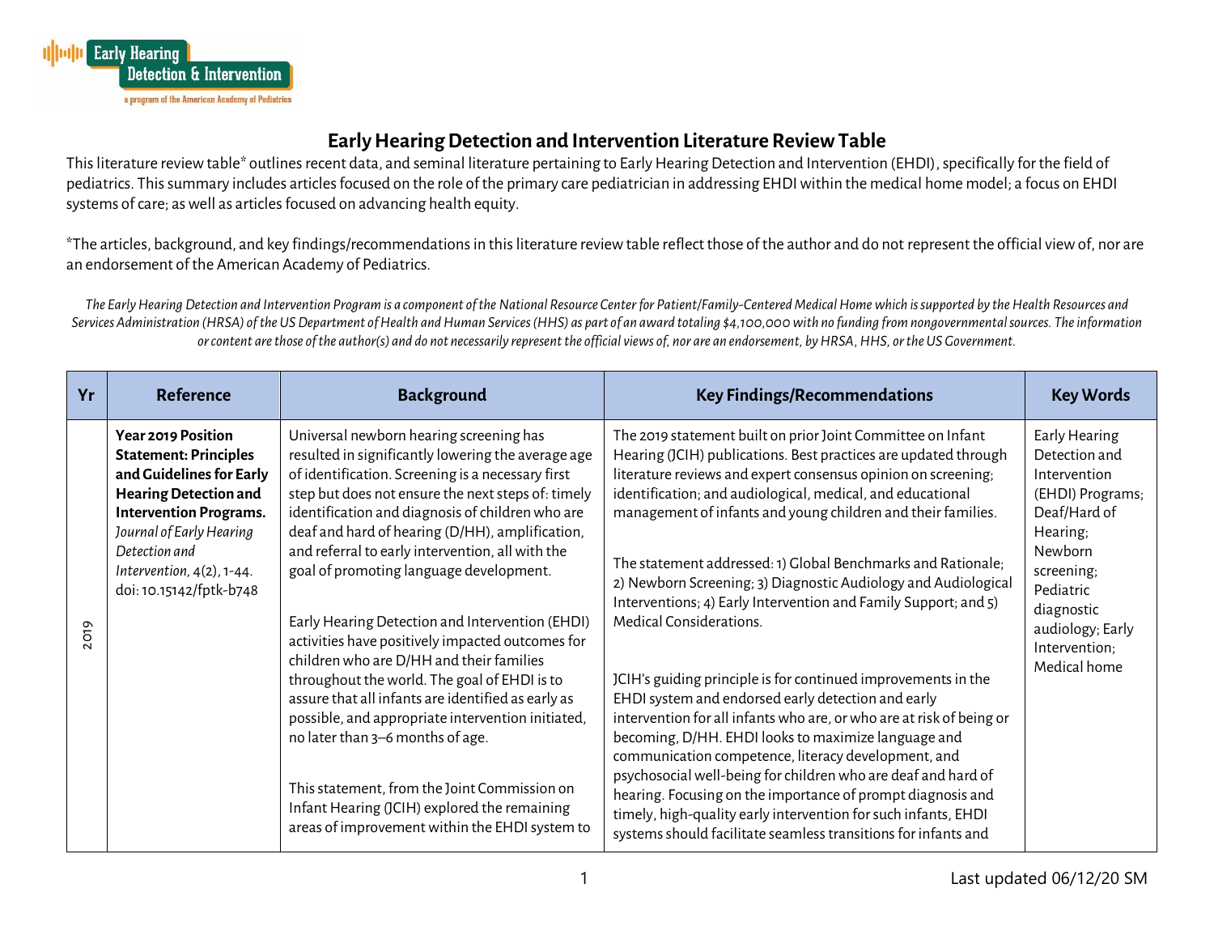# Early Hearing Detection and Intervention Literature Review Table

This literature review table* outlines recent data, and seminal literature pertaining to Early Hearing Detection and Intervention (EHDI), specifically for the field of pediatrics. This summary includes articles focused on the role of the primary care pediatrician in addressing EHDI within the medical home model; a focus on EHDI systems of care; as well as articles focused on advancing health equity.

*The articles, background, and key findings/recommendations in this literature review table reflect those of the author and do not represent the official view of, nor are an endorsement of the American Academy of Pediatrics.

*The Early Hearing Detection and Intervention Program is a component of the National Resource Center for Patient/Family-Centered Medical Home which is supported by the Health Resources and Services Administration (HRSA) of the US Department of Health and Human Services (HHS) as part of an award totaling $4,100,000 with no funding from nongovernmental sources. The information or content are those of the author(s) and do not necessarily represent the official views of, nor are an endorsement, by HRSA, HHS, or the US Government.*

| Yr | Reference | Background | Key Findings/Recommendations | Key Words |
|---|---|---|---|---|
| 2019 | **Year 2019 Position Statement: Principles and Guidelines for Early Hearing Detection and Intervention Programs.** *Journal of Early Hearing Detection and Intervention*, 4(2), 1-44. doi: 10.15142/fptk-b748 | Universal newborn hearing screening has resulted in significantly lowering the average age of identification. Screening is a necessary first step but does not ensure the next steps of: timely identification and diagnosis of children who are deaf and hard of hearing (D/HH), amplification, and referral to early intervention, all with the goal of promoting language development.<br><br>Early Hearing Detection and Intervention (EHDI) activities have positively impacted outcomes for children who are D/HH and their families throughout the world. The goal of EHDI is to assure that all infants are identified as early as possible, and appropriate intervention initiated, no later than 3–6 months of age.<br><br>This statement, from the Joint Commission on Infant Hearing (JCIH) explored the remaining areas of improvement within the EHDI system to | The 2019 statement built on prior Joint Committee on Infant Hearing (JCIH) publications. Best practices are updated through literature reviews and expert consensus opinion on screening; identification; and audiological, medical, and educational management of infants and young children and their families.<br><br>The statement addressed: 1) Global Benchmarks and Rationale; 2) Newborn Screening; 3) Diagnostic Audiology and Audiological Interventions; 4) Early Intervention and Family Support; and 5) Medical Considerations.<br><br>JCIH's guiding principle is for continued improvements in the EHDI system and endorsed early detection and early intervention for all infants who are, or who are at risk of being or becoming, D/HH. EHDI looks to maximize language and communication competence, literacy development, and psychosocial well-being for children who are deaf and hard of hearing. Focusing on the importance of prompt diagnosis and timely, high-quality early intervention for such infants, EHDI systems should facilitate seamless transitions for infants and | Early Hearing Detection and Intervention (EHDI) Programs; Deaf/Hard of Hearing; Newborn screening; Pediatric diagnostic audiology; Early Intervention; Medical home |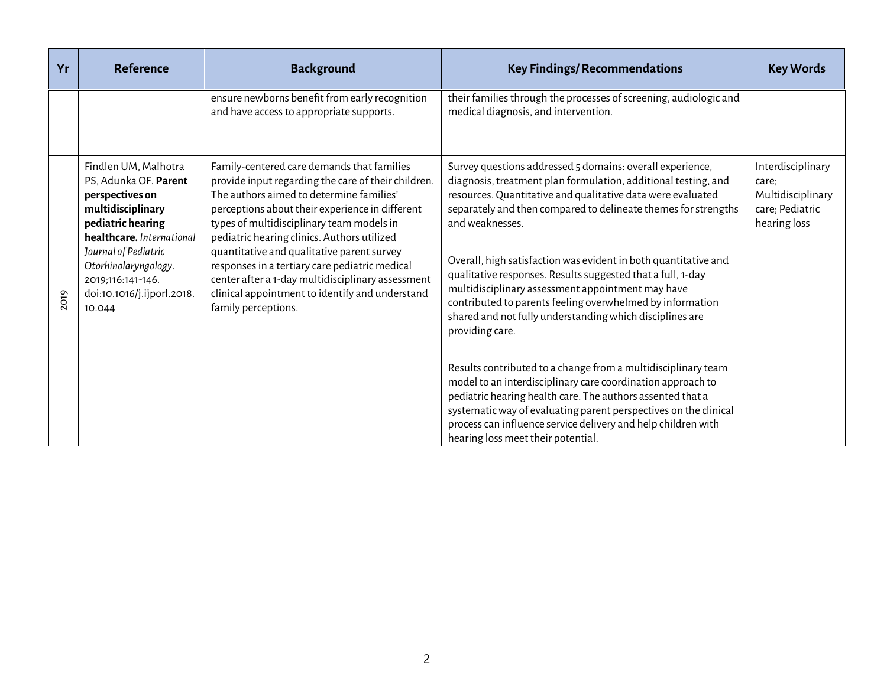| Yr | Reference | Background | Key Findings/ Recommendations | Key Words |
|---|---|---|---|---|
| | | ensure newborns benefit from early recognition and have access to appropriate supports. | their families through the processes of screening, audiologic and medical diagnosis, and intervention. | |
| 2019 | Findlen UM, Malhotra PS, Adunka OF. **Parent perspectives on multidisciplinary pediatric hearing healthcare.** *International Journal of Pediatric Otorhinolaryngology*. 2019;116:141-146. doi:10.1016/j.ijporl.2018.10.044 | Family-centered care demands that families provide input regarding the care of their children. The authors aimed to determine families' perceptions about their experience in different types of multidisciplinary team models in pediatric hearing clinics. Authors utilized quantitative and qualitative parent survey responses in a tertiary care pediatric medical center after a 1-day multidisciplinary assessment clinical appointment to identify and understand family perceptions. | Survey questions addressed 5 domains: overall experience, diagnosis, treatment plan formulation, additional testing, and resources. Quantitative and qualitative data were evaluated separately and then compared to delineate themes for strengths and weaknesses.<br><br>Overall, high satisfaction was evident in both quantitative and qualitative responses. Results suggested that a full, 1-day multidisciplinary assessment appointment may have contributed to parents feeling overwhelmed by information shared and not fully understanding which disciplines are providing care.<br><br>Results contributed to a change from a multidisciplinary team model to an interdisciplinary care coordination approach to pediatric hearing health care. The authors assented that a systematic way of evaluating parent perspectives on the clinical process can influence service delivery and help children with hearing loss meet their potential. | Interdisciplinary care; Multidisciplinary care; Pediatric hearing loss |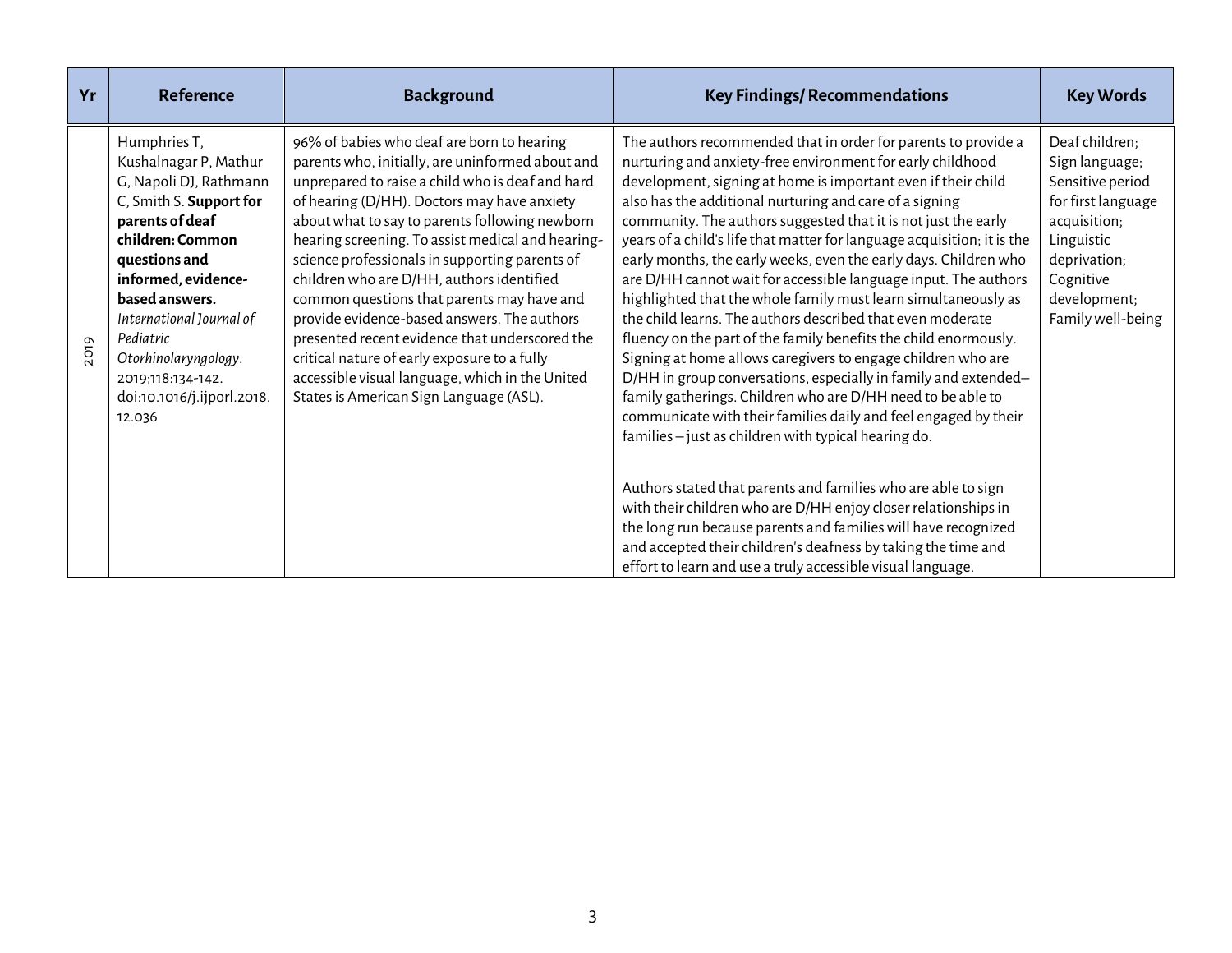| Yr | Reference | Background | Key Findings/ Recommendations | Key Words |
|---|---|---|---|---|
| 2019 | Humphries T, Kushalnagar P, Mathur G, Napoli DJ, Rathmann C, Smith S. **Support for parents of deaf children: Common questions and informed, evidence-based answers.** *International Journal of Pediatric Otorhinolaryngology*. 2019;118:134-142. doi:10.1016/j.ijporl.2018.12.036 | 96% of babies who deaf are born to hearing parents who, initially, are uninformed about and unprepared to raise a child who is deaf and hard of hearing (D/HH). Doctors may have anxiety about what to say to parents following newborn hearing screening. To assist medical and hearing-science professionals in supporting parents of children who are D/HH, authors identified common questions that parents may have and provide evidence-based answers. The authors presented recent evidence that underscored the critical nature of early exposure to a fully accessible visual language, which in the United States is American Sign Language (ASL). | The authors recommended that in order for parents to provide a nurturing and anxiety-free environment for early childhood development, signing at home is important even if their child also has the additional nurturing and care of a signing community. The authors suggested that it is not just the early years of a child's life that matter for language acquisition; it is the early months, the early weeks, even the early days. Children who are D/HH cannot wait for accessible language input. The authors highlighted that the whole family must learn simultaneously as the child learns. The authors described that even moderate fluency on the part of the family benefits the child enormously. Signing at home allows caregivers to engage children who are D/HH in group conversations, especially in family and extended–family gatherings. Children who are D/HH need to be able to communicate with their families daily and feel engaged by their families – just as children with typical hearing do.<br><br>Authors stated that parents and families who are able to sign with their children who are D/HH enjoy closer relationships in the long run because parents and families will have recognized and accepted their children's deafness by taking the time and effort to learn and use a truly accessible visual language. | Deaf children; Sign language; Sensitive period for first language acquisition; Linguistic deprivation; Cognitive development; Family well-being |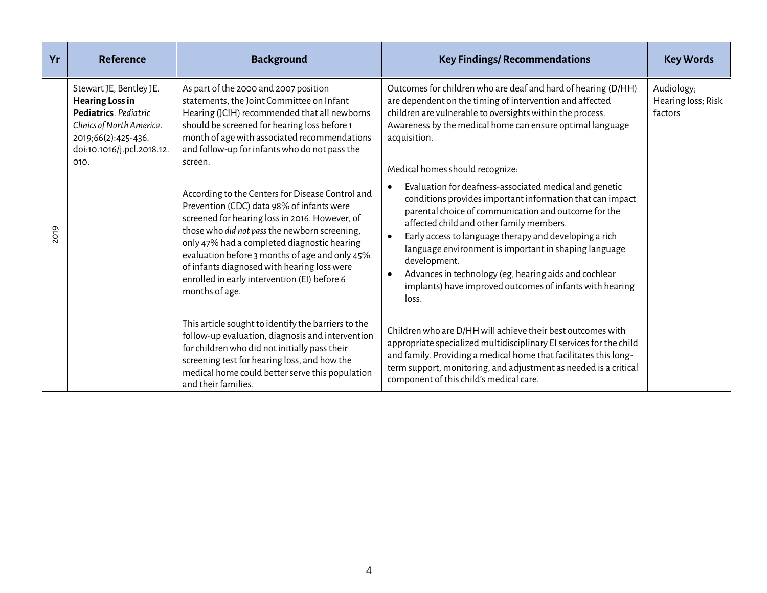| Yr | Reference | Background | Key Findings/ Recommendations | Key Words |
|---|---|---|---|---|
| 2019 | Stewart JE, Bentley JE. **Hearing Loss in Pediatrics**. *Pediatric Clinics of North America*. 2019;66(2):425-436. doi:10.1016/j.pcl.2018.12.010. | As part of the 2000 and 2007 position statements, the Joint Committee on Infant Hearing (JCIH) recommended that all newborns should be screened for hearing loss before 1 month of age with associated recommendations and follow-up for infants who do not pass the screen.<br><br>According to the Centers for Disease Control and Prevention (CDC) data 98% of infants were screened for hearing loss in 2016. However, of those who *did not pass* the newborn screening, only 47% had a completed diagnostic hearing evaluation before 3 months of age and only 45% of infants diagnosed with hearing loss were enrolled in early intervention (EI) before 6 months of age.<br><br>This article sought to identify the barriers to the follow-up evaluation, diagnosis and intervention for children who did not initially pass their screening test for hearing loss, and how the medical home could better serve this population and their families. | Outcomes for children who are deaf and hard of hearing (D/HH) are dependent on the timing of intervention and affected children are vulnerable to oversights within the process. Awareness by the medical home can ensure optimal language acquisition.<br><br>Medical homes should recognize:<br>• Evaluation for deafness-associated medical and genetic conditions provides important information that can impact parental choice of communication and outcome for the affected child and other family members.<br>• Early access to language therapy and developing a rich language environment is important in shaping language development.<br>• Advances in technology (eg, hearing aids and cochlear implants) have improved outcomes of infants with hearing loss.<br><br>Children who are D/HH will achieve their best outcomes with appropriate specialized multidisciplinary EI services for the child and family. Providing a medical home that facilitates this long-term support, monitoring, and adjustment as needed is a critical component of this child's medical care. | Audiology; Hearing loss; Risk factors |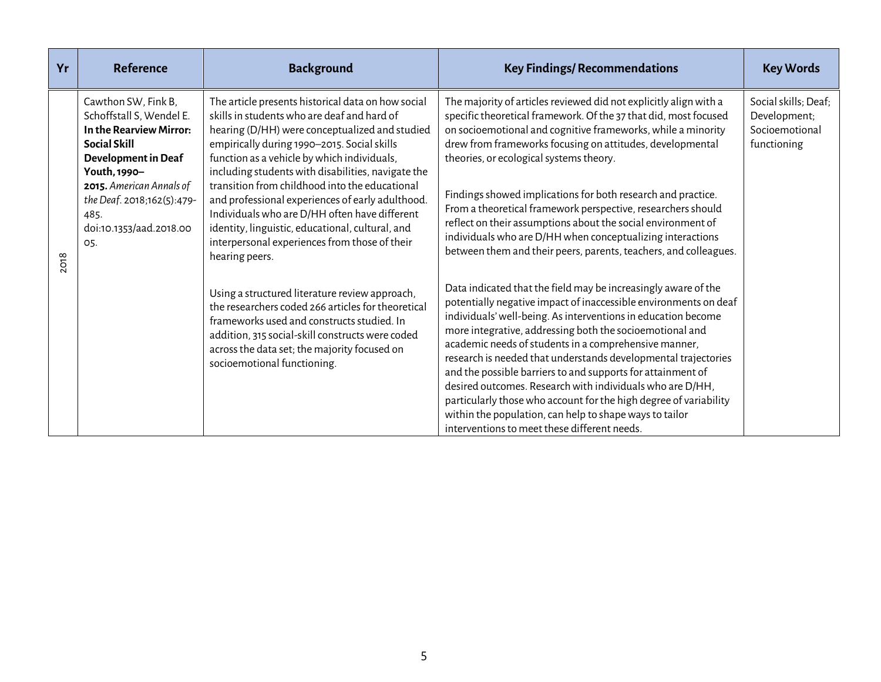| Yr | Reference | Background | Key Findings/ Recommendations | Key Words |
|---|---|---|---|---|
| 2018 | Cawthon SW, Fink B, Schoffstall S, Wendel E. **In the Rearview Mirror: Social Skill Development in Deaf Youth, 1990–2015.** *American Annals of the Deaf*. 2018;162(5):479-485. doi:10.1353/aad.2018.0005. | The article presents historical data on how social skills in students who are deaf and hard of hearing (D/HH) were conceptualized and studied empirically during 1990–2015. Social skills function as a vehicle by which individuals, including students with disabilities, navigate the transition from childhood into the educational and professional experiences of early adulthood. Individuals who are D/HH often have different identity, linguistic, educational, cultural, and interpersonal experiences from those of their hearing peers.<br><br>Using a structured literature review approach, the researchers coded 266 articles for theoretical frameworks used and constructs studied. In addition, 315 social-skill constructs were coded across the data set; the majority focused on socioemotional functioning. | The majority of articles reviewed did not explicitly align with a specific theoretical framework. Of the 37 that did, most focused on socioemotional and cognitive frameworks, while a minority drew from frameworks focusing on attitudes, developmental theories, or ecological systems theory.<br><br>Findings showed implications for both research and practice. From a theoretical framework perspective, researchers should reflect on their assumptions about the social environment of individuals who are D/HH when conceptualizing interactions between them and their peers, parents, teachers, and colleagues.<br><br>Data indicated that the field may be increasingly aware of the potentially negative impact of inaccessible environments on deaf individuals' well-being. As interventions in education become more integrative, addressing both the socioemotional and academic needs of students in a comprehensive manner, research is needed that understands developmental trajectories and the possible barriers to and supports for attainment of desired outcomes. Research with individuals who are D/HH, particularly those who account for the high degree of variability within the population, can help to shape ways to tailor interventions to meet these different needs. | Social skills; Deaf; Development; Socioemotional functioning |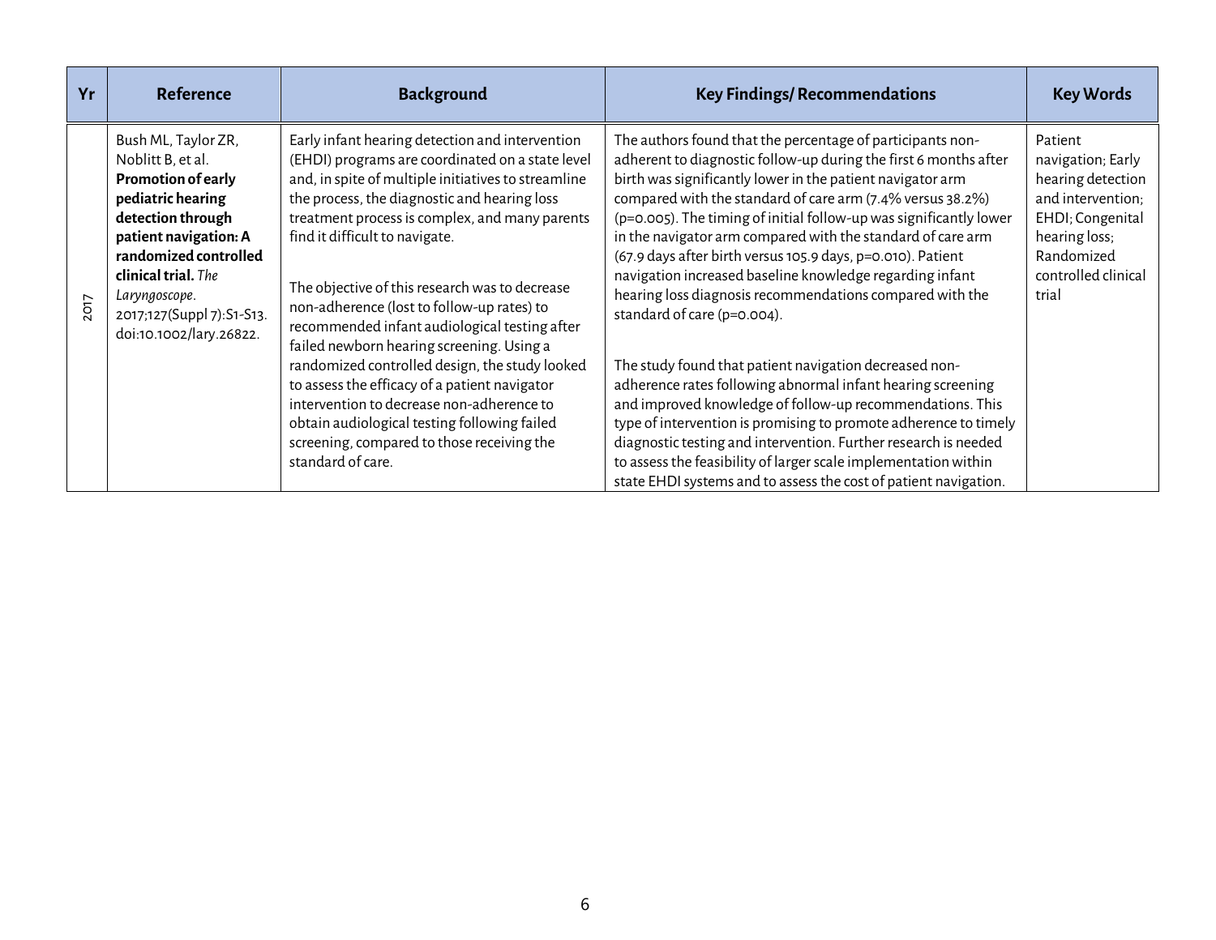| Yr | Reference | Background | Key Findings/ Recommendations | Key Words |
|---|---|---|---|---|
| 2017 | Bush ML, Taylor ZR, Noblitt B, et al. **Promotion of early pediatric hearing detection through patient navigation: A randomized controlled clinical trial.** *The Laryngoscope*. 2017;127(Suppl 7):S1-S13. doi:10.1002/lary.26822. | Early infant hearing detection and intervention (EHDI) programs are coordinated on a state level and, in spite of multiple initiatives to streamline the process, the diagnostic and hearing loss treatment process is complex, and many parents find it difficult to navigate.<br><br>The objective of this research was to decrease non-adherence (lost to follow-up rates) to recommended infant audiological testing after failed newborn hearing screening. Using a randomized controlled design, the study looked to assess the efficacy of a patient navigator intervention to decrease non-adherence to obtain audiological testing following failed screening, compared to those receiving the standard of care. | The authors found that the percentage of participants non-adherent to diagnostic follow-up during the first 6 months after birth was significantly lower in the patient navigator arm compared with the standard of care arm (7.4% versus 38.2%) ($p=0.005$). The timing of initial follow-up was significantly lower in the navigator arm compared with the standard of care arm (67.9 days after birth versus 105.9 days, $p=0.010$). Patient navigation increased baseline knowledge regarding infant hearing loss diagnosis recommendations compared with the standard of care ($p=0.004$).<br><br>The study found that patient navigation decreased non-adherence rates following abnormal infant hearing screening and improved knowledge of follow-up recommendations. This type of intervention is promising to promote adherence to timely diagnostic testing and intervention. Further research is needed to assess the feasibility of larger scale implementation within state EHDI systems and to assess the cost of patient navigation. | Patient navigation; Early hearing detection and intervention; EHDI; Congenital hearing loss; Randomized controlled clinical trial |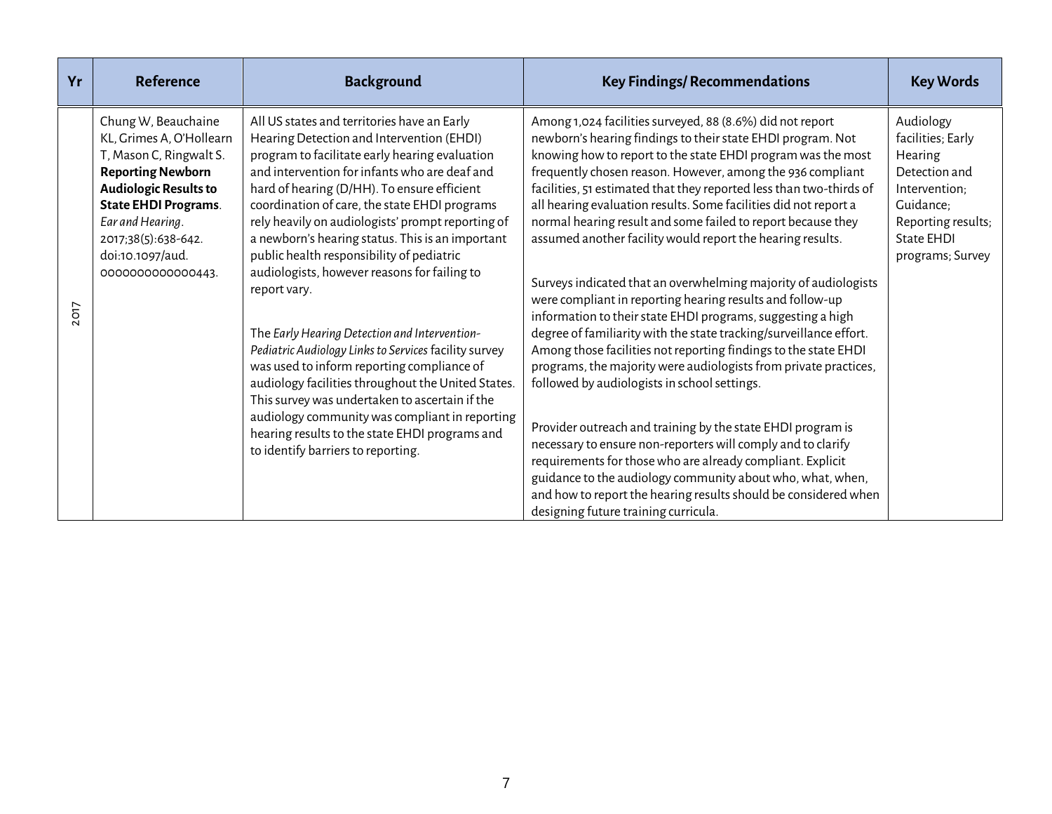| Yr | Reference | Background | Key Findings/ Recommendations | Key Words |
|---|---|---|---|---|
| 2017 | Chung W, Beauchaine KL, Grimes A, O'Hollearn T, Mason C, Ringwalt S. **Reporting Newborn Audiologic Results to State EHDI Programs**. *Ear and Hearing*. 2017;38(5):638-642. doi:10.1097/aud.0000000000000443. | All US states and territories have an Early Hearing Detection and Intervention (EHDI) program to facilitate early hearing evaluation and intervention for infants who are deaf and hard of hearing (D/HH). To ensure efficient coordination of care, the state EHDI programs rely heavily on audiologists' prompt reporting of a newborn's hearing status. This is an important public health responsibility of pediatric audiologists, however reasons for failing to report vary.<br><br>The *Early Hearing Detection and Intervention-Pediatric Audiology Links to Services* facility survey was used to inform reporting compliance of audiology facilities throughout the United States. This survey was undertaken to ascertain if the audiology community was compliant in reporting hearing results to the state EHDI programs and to identify barriers to reporting. | Among 1,024 facilities surveyed, 88 (8.6%) did not report newborn's hearing findings to their state EHDI program. Not knowing how to report to the state EHDI program was the most frequently chosen reason. However, among the 936 compliant facilities, 51 estimated that they reported less than two-thirds of all hearing evaluation results. Some facilities did not report a normal hearing result and some failed to report because they assumed another facility would report the hearing results.<br><br>Surveys indicated that an overwhelming majority of audiologists were compliant in reporting hearing results and follow-up information to their state EHDI programs, suggesting a high degree of familiarity with the state tracking/surveillance effort. Among those facilities not reporting findings to the state EHDI programs, the majority were audiologists from private practices, followed by audiologists in school settings.<br><br>Provider outreach and training by the state EHDI program is necessary to ensure non-reporters will comply and to clarify requirements for those who are already compliant. Explicit guidance to the audiology community about who, what, when, and how to report the hearing results should be considered when designing future training curricula. | Audiology facilities; Early Hearing Detection and Intervention; Guidance; Reporting results; State EHDI programs; Survey |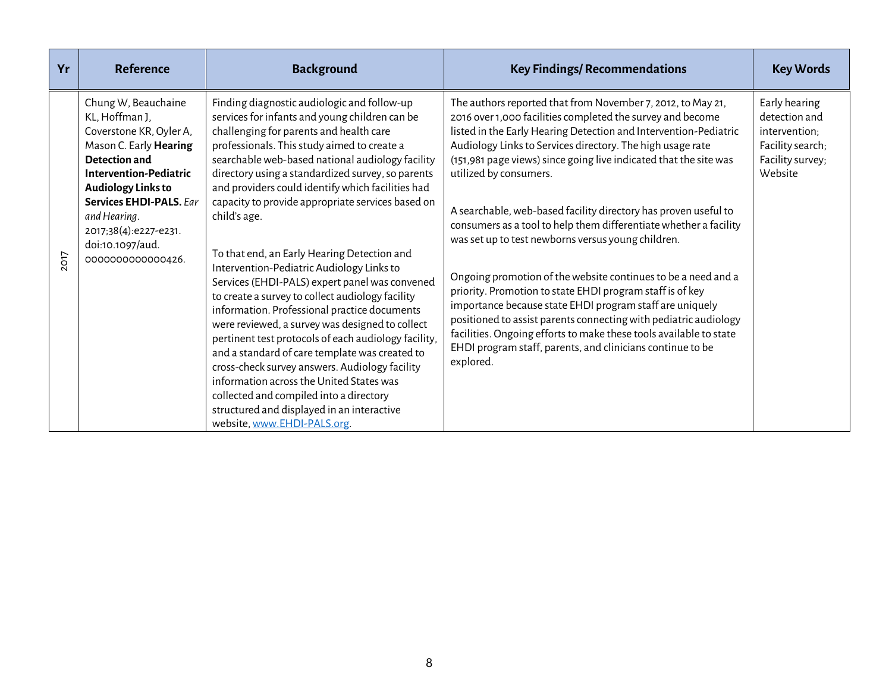| Yr | Reference | Background | Key Findings/ Recommendations | Key Words |
|---|---|---|---|---|
| 2017 | Chung W, Beauchaine KL, Hoffman J, Coverstone KR, Oyler A, Mason C. Early **Hearing Detection and Intervention-Pediatric Audiology Links to Services EHDI-PALS.** *Ear and Hearing*. 2017;38(4):e227-e231. doi:10.1097/aud.0000000000000426. | Finding diagnostic audiologic and follow-up services for infants and young children can be challenging for parents and health care professionals. This study aimed to create a searchable web-based national audiology facility directory using a standardized survey, so parents and providers could identify which facilities had capacity to provide appropriate services based on child's age.<br><br>To that end, an Early Hearing Detection and Intervention-Pediatric Audiology Links to Services (EHDI-PALS) expert panel was convened to create a survey to collect audiology facility information. Professional practice documents were reviewed, a survey was designed to collect pertinent test protocols of each audiology facility, and a standard of care template was created to cross-check survey answers. Audiology facility information across the United States was collected and compiled into a directory structured and displayed in an interactive website, [www.EHDI-PALS.org](www.EHDI-PALS.org). | The authors reported that from November 7, 2012, to May 21, 2016 over 1,000 facilities completed the survey and become listed in the Early Hearing Detection and Intervention-Pediatric Audiology Links to Services directory. The high usage rate (151,981 page views) since going live indicated that the site was utilized by consumers.<br><br>A searchable, web-based facility directory has proven useful to consumers as a tool to help them differentiate whether a facility was set up to test newborns versus young children.<br><br>Ongoing promotion of the website continues to be a need and a priority. Promotion to state EHDI program staff is of key importance because state EHDI program staff are uniquely positioned to assist parents connecting with pediatric audiology facilities. Ongoing efforts to make these tools available to state EHDI program staff, parents, and clinicians continue to be explored. | Early hearing detection and intervention; Facility search; Facility survey; Website |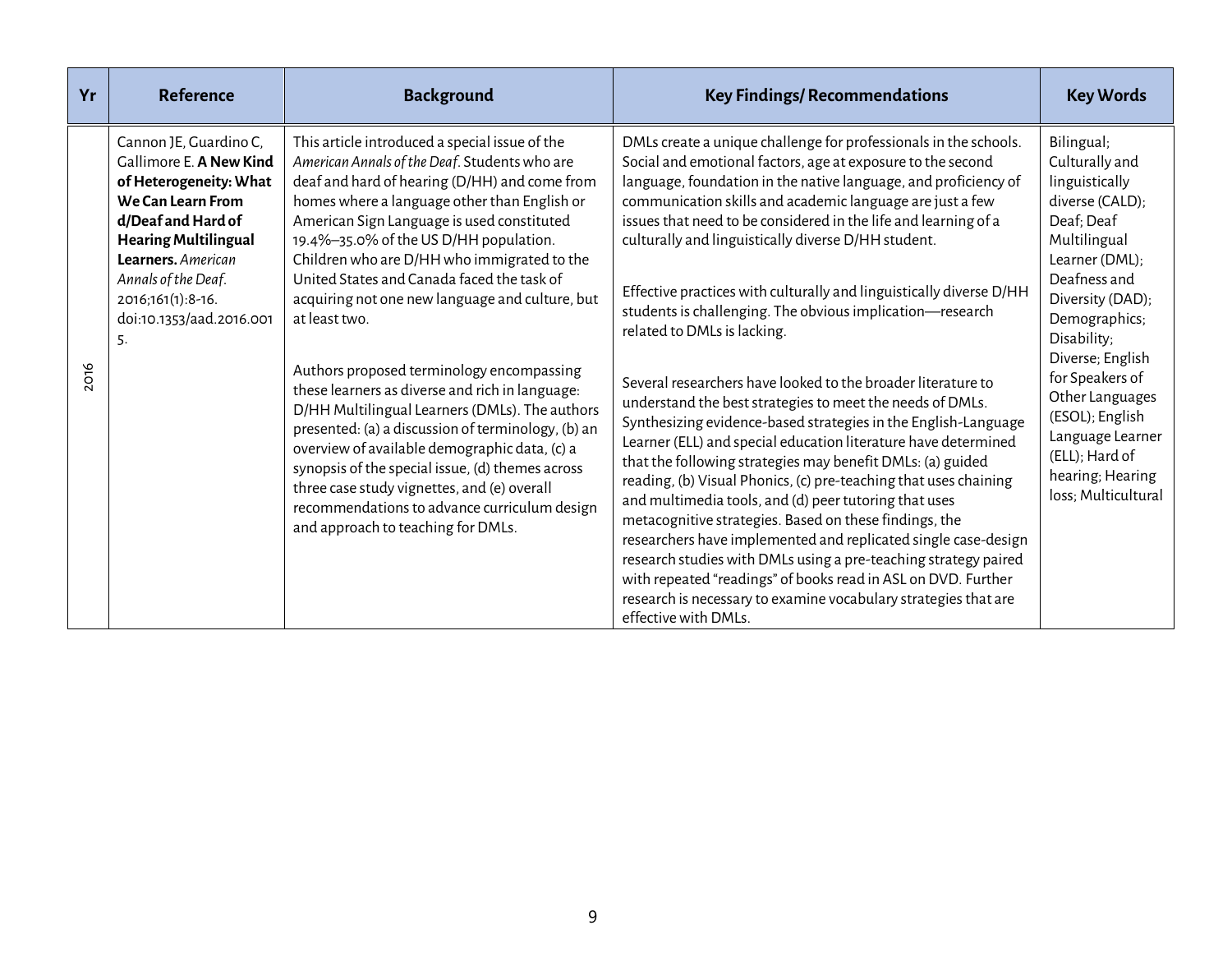| Yr | Reference | Background | Key Findings/ Recommendations | Key Words |
|---|---|---|---|---|
| 2016 | Cannon JE, Guardino C, Gallimore E. **A New Kind of Heterogeneity: What We Can Learn From d/Deaf and Hard of Hearing Multilingual Learners.** *American Annals of the Deaf*. 2016;161(1):8-16. doi:10.1353/aad.2016.0015. | This article introduced a special issue of the *American Annals of the Deaf*. Students who are deaf and hard of hearing (D/HH) and come from homes where a language other than English or American Sign Language is used constituted 19.4%–35.0% of the US D/HH population. Children who are D/HH who immigrated to the United States and Canada faced the task of acquiring not one new language and culture, but at least two.<br><br>Authors proposed terminology encompassing these learners as diverse and rich in language: D/HH Multilingual Learners (DMLs). The authors presented: (a) a discussion of terminology, (b) an overview of available demographic data, (c) a synopsis of the special issue, (d) themes across three case study vignettes, and (e) overall recommendations to advance curriculum design and approach to teaching for DMLs. | DMLs create a unique challenge for professionals in the schools. Social and emotional factors, age at exposure to the second language, foundation in the native language, and proficiency of communication skills and academic language are just a few issues that need to be considered in the life and learning of a culturally and linguistically diverse D/HH student.<br><br>Effective practices with culturally and linguistically diverse D/HH students is challenging. The obvious implication—research related to DMLs is lacking.<br><br>Several researchers have looked to the broader literature to understand the best strategies to meet the needs of DMLs. Synthesizing evidence-based strategies in the English-Language Learner (ELL) and special education literature have determined that the following strategies may benefit DMLs: (a) guided reading, (b) Visual Phonics, (c) pre-teaching that uses chaining and multimedia tools, and (d) peer tutoring that uses metacognitive strategies. Based on these findings, the researchers have implemented and replicated single case-design research studies with DMLs using a pre-teaching strategy paired with repeated "readings" of books read in ASL on DVD. Further research is necessary to examine vocabulary strategies that are effective with DMLs. | Bilingual; Culturally and linguistically diverse (CALD); Deaf; Deaf Multilingual Learner (DML); Deafness and Diversity (DAD); Demographics; Disability; Diverse; English for Speakers of Other Languages (ESOL); English Language Learner (ELL); Hard of hearing; Hearing loss; Multicultural |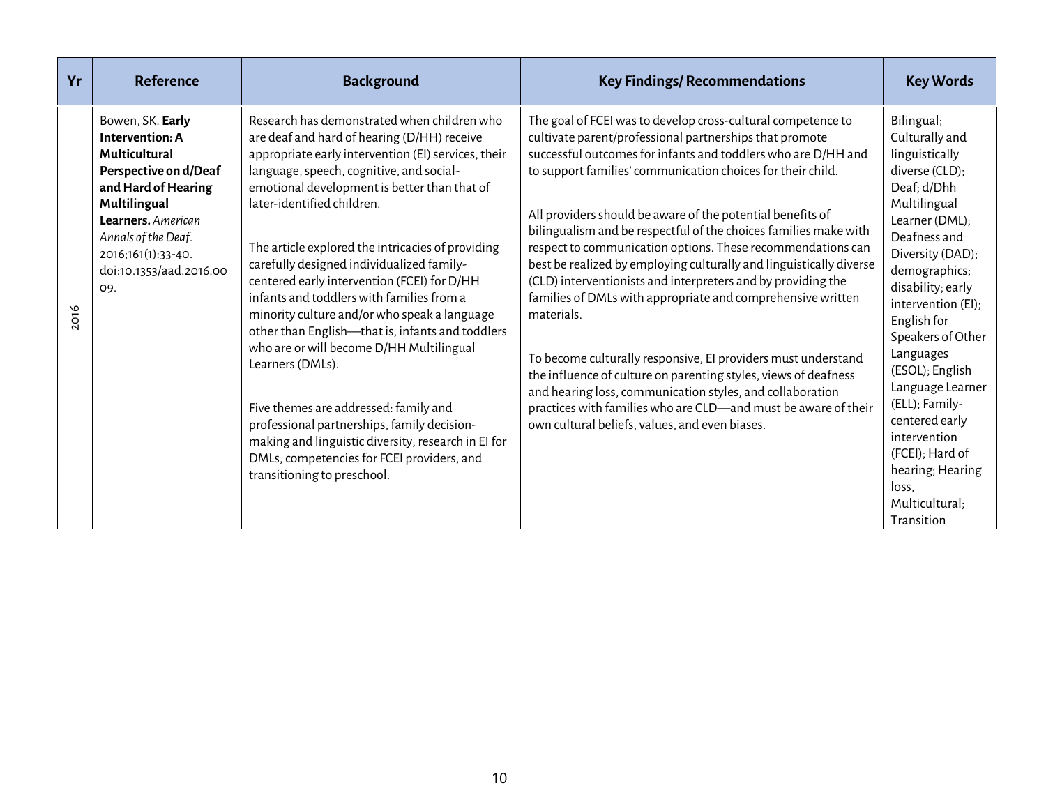| Yr | Reference | Background | Key Findings/ Recommendations | Key Words |
|---|---|---|---|---|
| 2016 | Bowen, SK. **Early Intervention: A Multicultural Perspective on d/Deaf and Hard of Hearing Multilingual Learners.** *American Annals of the Deaf*. 2016;161(1):33-40. doi:10.1353/aad.2016.0009. | Research has demonstrated when children who are deaf and hard of hearing (D/HH) receive appropriate early intervention (EI) services, their language, speech, cognitive, and social-emotional development is better than that of later-identified children.<br><br>The article explored the intricacies of providing carefully designed individualized family-centered early intervention (FCEI) for D/HH infants and toddlers with families from a minority culture and/or who speak a language other than English—that is, infants and toddlers who are or will become D/HH Multilingual Learners (DMLs).<br><br>Five themes are addressed: family and professional partnerships, family decision-making and linguistic diversity, research in EI for DMLs, competencies for FCEI providers, and transitioning to preschool. | The goal of FCEI was to develop cross-cultural competence to cultivate parent/professional partnerships that promote successful outcomes for infants and toddlers who are D/HH and to support families' communication choices for their child.<br><br>All providers should be aware of the potential benefits of bilingualism and be respectful of the choices families make with respect to communication options. These recommendations can best be realized by employing culturally and linguistically diverse (CLD) interventionists and interpreters and by providing the families of DMLs with appropriate and comprehensive written materials.<br><br>To become culturally responsive, EI providers must understand the influence of culture on parenting styles, views of deafness and hearing loss, communication styles, and collaboration practices with families who are CLD—and must be aware of their own cultural beliefs, values, and even biases. | Bilingual; Culturally and linguistically diverse (CLD); Deaf; d/Dhh Multilingual Learner (DML); Deafness and Diversity (DAD); demographics; disability; early intervention (EI); English for Speakers of Other Languages (ESOL); English Language Learner (ELL); Family-centered early intervention (FCEI); Hard of hearing; Hearing loss, Multicultural; Transition |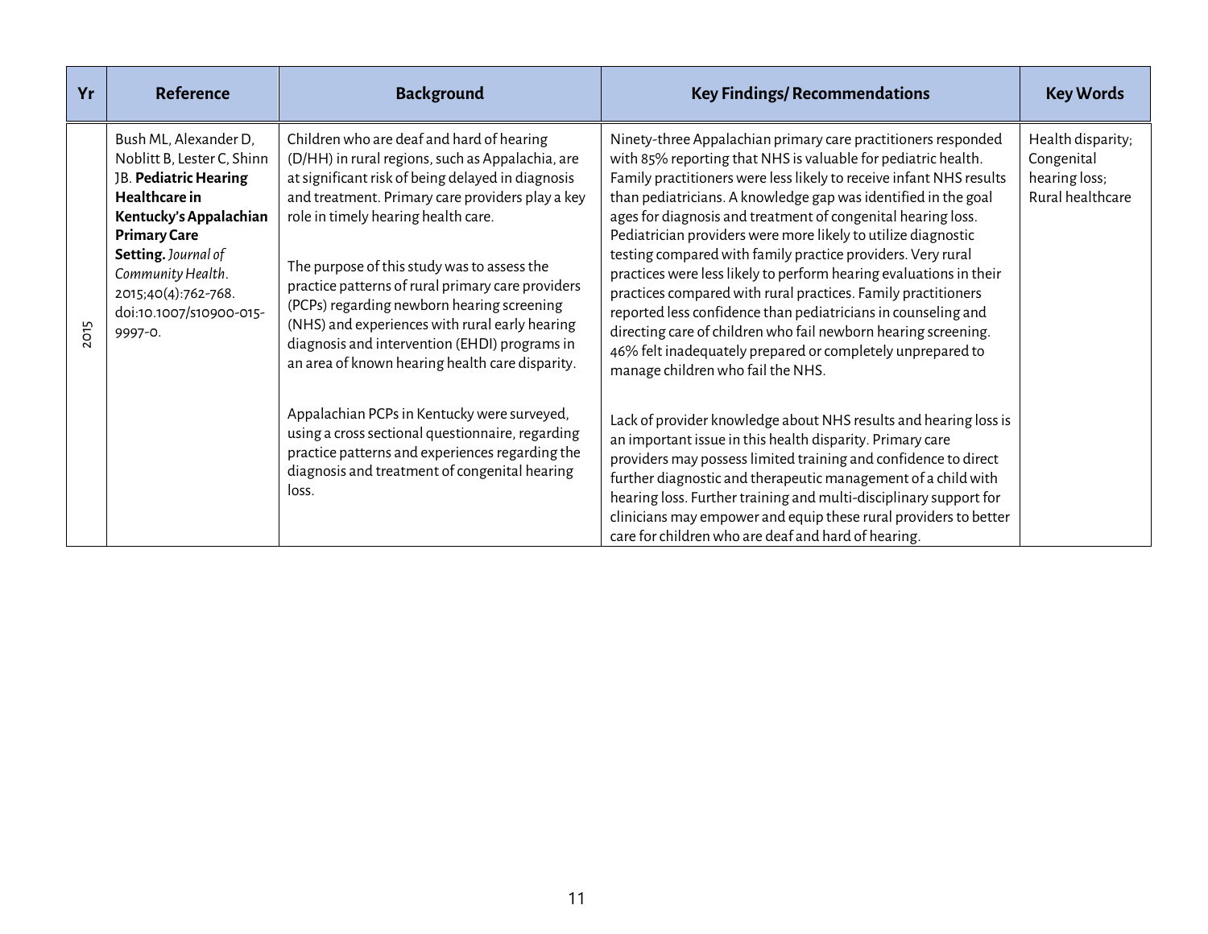| Yr | Reference | Background | Key Findings/ Recommendations | Key Words |
|---|---|---|---|---|
| 2015 | Bush ML, Alexander D, Noblitt B, Lester C, Shinn JB. **Pediatric Hearing Healthcare in Kentucky's Appalachian Primary Care Setting.** *Journal of Community Health*. 2015;40(4):762-768. doi:10.1007/s10900-015-9997-0. | Children who are deaf and hard of hearing (D/HH) in rural regions, such as Appalachia, are at significant risk of being delayed in diagnosis and treatment. Primary care providers play a key role in timely hearing health care.<br><br>The purpose of this study was to assess the practice patterns of rural primary care providers (PCPs) regarding newborn hearing screening (NHS) and experiences with rural early hearing diagnosis and intervention (EHDI) programs in an area of known hearing health care disparity.<br><br>Appalachian PCPs in Kentucky were surveyed, using a cross sectional questionnaire, regarding practice patterns and experiences regarding the diagnosis and treatment of congenital hearing loss. | Ninety-three Appalachian primary care practitioners responded with 85% reporting that NHS is valuable for pediatric health. Family practitioners were less likely to receive infant NHS results than pediatricians. A knowledge gap was identified in the goal ages for diagnosis and treatment of congenital hearing loss. Pediatrician providers were more likely to utilize diagnostic testing compared with family practice providers. Very rural practices were less likely to perform hearing evaluations in their practices compared with rural practices. Family practitioners reported less confidence than pediatricians in counseling and directing care of children who fail newborn hearing screening. 46% felt inadequately prepared or completely unprepared to manage children who fail the NHS.<br><br>Lack of provider knowledge about NHS results and hearing loss is an important issue in this health disparity. Primary care providers may possess limited training and confidence to direct further diagnostic and therapeutic management of a child with hearing loss. Further training and multi-disciplinary support for clinicians may empower and equip these rural providers to better care for children who are deaf and hard of hearing. | Health disparity; Congenital hearing loss; Rural healthcare |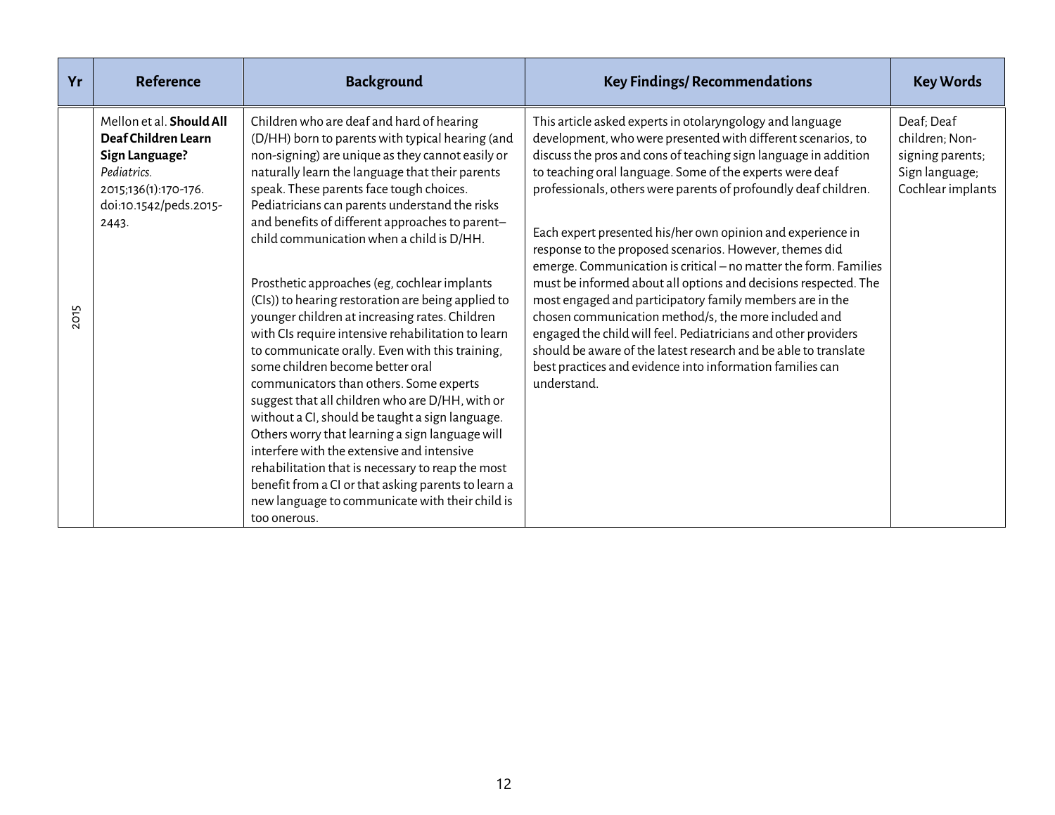| Yr | Reference | Background | Key Findings/ Recommendations | Key Words |
|---|---|---|---|---|
| 2015 | Mellon et al. **Should All Deaf Children Learn Sign Language?** *Pediatrics.* 2015;136(1):170-176. doi:10.1542/peds.2015-2443. | Children who are deaf and hard of hearing (D/HH) born to parents with typical hearing (and non-signing) are unique as they cannot easily or naturally learn the language that their parents speak. These parents face tough choices. Pediatricians can parents understand the risks and benefits of different approaches to parent–child communication when a child is D/HH.<br><br>Prosthetic approaches (eg, cochlear implants (CIs)) to hearing restoration are being applied to younger children at increasing rates. Children with CIs require intensive rehabilitation to learn to communicate orally. Even with this training, some children become better oral communicators than others. Some experts suggest that all children who are D/HH, with or without a CI, should be taught a sign language. Others worry that learning a sign language will interfere with the extensive and intensive rehabilitation that is necessary to reap the most benefit from a CI or that asking parents to learn a new language to communicate with their child is too onerous. | This article asked experts in otolaryngology and language development, who were presented with different scenarios, to discuss the pros and cons of teaching sign language in addition to teaching oral language. Some of the experts were deaf professionals, others were parents of profoundly deaf children.<br><br>Each expert presented his/her own opinion and experience in response to the proposed scenarios. However, themes did emerge. Communication is critical – no matter the form. Families must be informed about all options and decisions respected. The most engaged and participatory family members are in the chosen communication method/s, the more included and engaged the child will feel. Pediatricians and other providers should be aware of the latest research and be able to translate best practices and evidence into information families can understand. | Deaf; Deaf children; Non-signing parents; Sign language; Cochlear implants |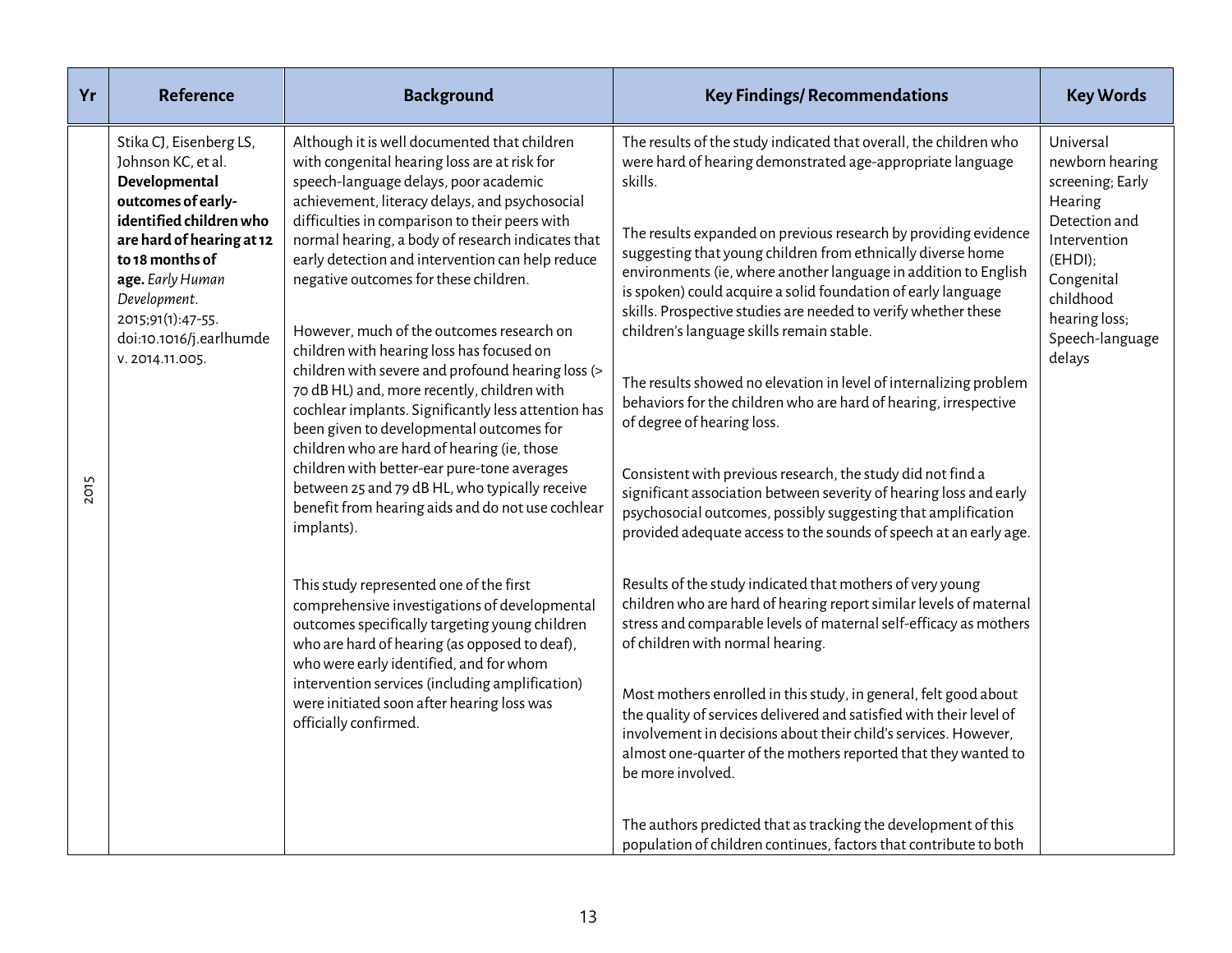| Yr | Reference | Background | Key Findings/ Recommendations | Key Words |
|---|---|---|---|---|
| 2015 | Stika CJ, Eisenberg LS, Johnson KC, et al. **Developmental outcomes of early-identified children who are hard of hearing at 12 to 18 months of age.** *Early Human Development*. 2015;91(1):47-55. doi:10.1016/j.earlhumdev. 2014.11.005. | Although it is well documented that children with congenital hearing loss are at risk for speech-language delays, poor academic achievement, literacy delays, and psychosocial difficulties in comparison to their peers with normal hearing, a body of research indicates that early detection and intervention can help reduce negative outcomes for these children.<br><br>However, much of the outcomes research on children with hearing loss has focused on children with severe and profound hearing loss (> 70 dB HL) and, more recently, children with cochlear implants. Significantly less attention has been given to developmental outcomes for children who are hard of hearing (ie, those children with better-ear pure-tone averages between 25 and 79 dB HL, who typically receive benefit from hearing aids and do not use cochlear implants).<br><br>This study represented one of the first comprehensive investigations of developmental outcomes specifically targeting young children who are hard of hearing (as opposed to deaf), who were early identified, and for whom intervention services (including amplification) were initiated soon after hearing loss was officially confirmed. | The results of the study indicated that overall, the children who were hard of hearing demonstrated age-appropriate language skills.<br><br>The results expanded on previous research by providing evidence suggesting that young children from ethnically diverse home environments (ie, where another language in addition to English is spoken) could acquire a solid foundation of early language skills. Prospective studies are needed to verify whether these children's language skills remain stable.<br><br>The results showed no elevation in level of internalizing problem behaviors for the children who are hard of hearing, irrespective of degree of hearing loss.<br><br>Consistent with previous research, the study did not find a significant association between severity of hearing loss and early psychosocial outcomes, possibly suggesting that amplification provided adequate access to the sounds of speech at an early age.<br><br>Results of the study indicated that mothers of very young children who are hard of hearing report similar levels of maternal stress and comparable levels of maternal self-efficacy as mothers of children with normal hearing.<br><br>Most mothers enrolled in this study, in general, felt good about the quality of services delivered and satisfied with their level of involvement in decisions about their child's services. However, almost one-quarter of the mothers reported that they wanted to be more involved.<br><br>The authors predicted that as tracking the development of this population of children continues, factors that contribute to both | Universal newborn hearing screening; Early Hearing Detection and Intervention (EHDI); Congenital childhood hearing loss; Speech-language delays |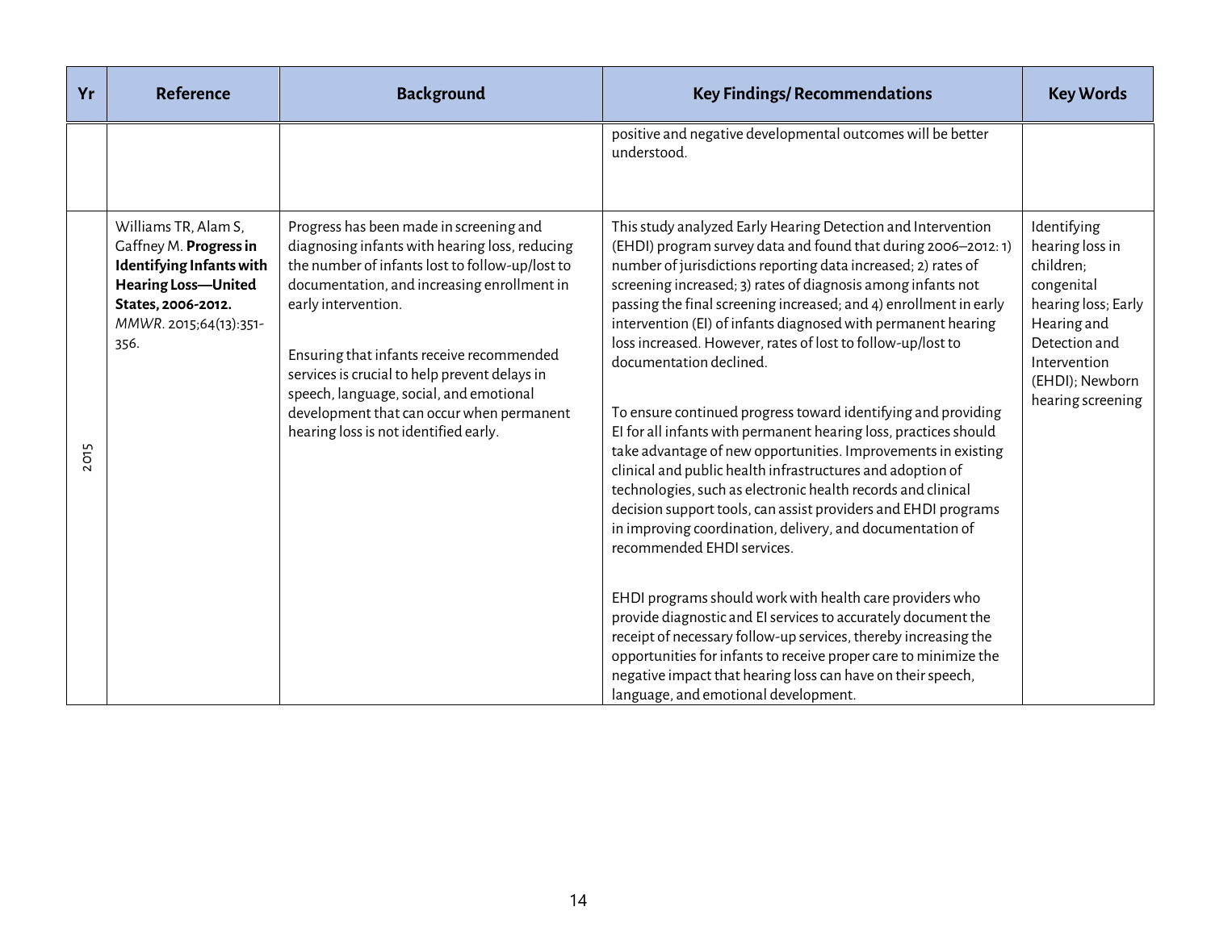| Yr | Reference | Background | Key Findings/ Recommendations | Key Words |
|---|---|---|---|---|
| | | | positive and negative developmental outcomes will be better understood. | |
| 2015 | Williams TR, Alam S, Gaffney M. **Progress in Identifying Infants with Hearing Loss—United States, 2006-2012.** *MMWR*. 2015;64(13):351-356. | Progress has been made in screening and diagnosing infants with hearing loss, reducing the number of infants lost to follow-up/lost to documentation, and increasing enrollment in early intervention.<br><br>Ensuring that infants receive recommended services is crucial to help prevent delays in speech, language, social, and emotional development that can occur when permanent hearing loss is not identified early. | This study analyzed Early Hearing Detection and Intervention (EHDI) program survey data and found that during 2006–2012: 1) number of jurisdictions reporting data increased; 2) rates of screening increased; 3) rates of diagnosis among infants not passing the final screening increased; and 4) enrollment in early intervention (EI) of infants diagnosed with permanent hearing loss increased. However, rates of lost to follow-up/lost to documentation declined.<br><br>To ensure continued progress toward identifying and providing EI for all infants with permanent hearing loss, practices should take advantage of new opportunities. Improvements in existing clinical and public health infrastructures and adoption of technologies, such as electronic health records and clinical decision support tools, can assist providers and EHDI programs in improving coordination, delivery, and documentation of recommended EHDI services.<br><br>EHDI programs should work with health care providers who provide diagnostic and EI services to accurately document the receipt of necessary follow-up services, thereby increasing the opportunities for infants to receive proper care to minimize the negative impact that hearing loss can have on their speech, language, and emotional development. | Identifying hearing loss in children; congenital hearing loss; Early Hearing and Detection and Intervention (EHDI); Newborn hearing screening |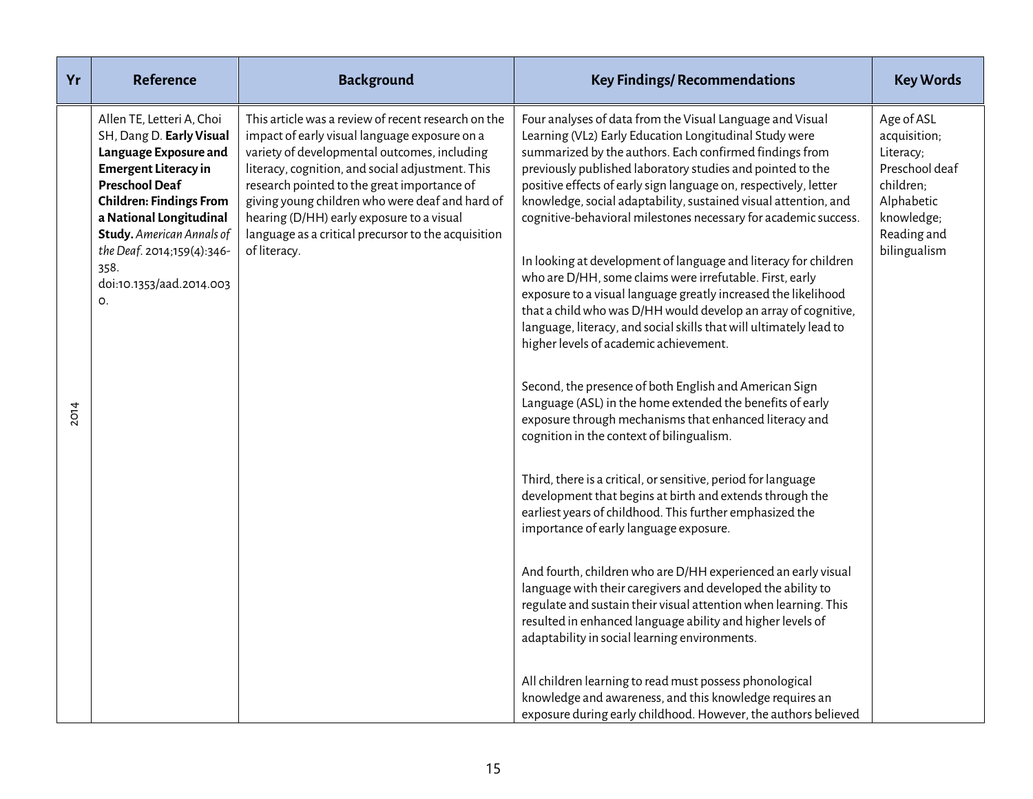| Yr | Reference | Background | Key Findings/ Recommendations | Key Words |
|---|---|---|---|---|
| 2014 | Allen TE, Letteri A, Choi SH, Dang D. **Early Visual Language Exposure and Emergent Literacy in Preschool Deaf Children: Findings From a National Longitudinal Study.** *American Annals of the Deaf*. 2014;159(4):346-358. doi:10.1353/aad.2014.0030. | This article was a review of recent research on the impact of early visual language exposure on a variety of developmental outcomes, including literacy, cognition, and social adjustment. This research pointed to the great importance of giving young children who were deaf and hard of hearing (D/HH) early exposure to a visual language as a critical precursor to the acquisition of literacy. | Four analyses of data from the Visual Language and Visual Learning (VL2) Early Education Longitudinal Study were summarized by the authors. Each confirmed findings from previously published laboratory studies and pointed to the positive effects of early sign language on, respectively, letter knowledge, social adaptability, sustained visual attention, and cognitive-behavioral milestones necessary for academic success.<br><br>In looking at development of language and literacy for children who are D/HH, some claims were irrefutable. First, early exposure to a visual language greatly increased the likelihood that a child who was D/HH would develop an array of cognitive, language, literacy, and social skills that will ultimately lead to higher levels of academic achievement.<br><br>Second, the presence of both English and American Sign Language (ASL) in the home extended the benefits of early exposure through mechanisms that enhanced literacy and cognition in the context of bilingualism.<br><br>Third, there is a critical, or sensitive, period for language development that begins at birth and extends through the earliest years of childhood. This further emphasized the importance of early language exposure.<br><br>And fourth, children who are D/HH experienced an early visual language with their caregivers and developed the ability to regulate and sustain their visual attention when learning. This resulted in enhanced language ability and higher levels of adaptability in social learning environments.<br><br>All children learning to read must possess phonological knowledge and awareness, and this knowledge requires an exposure during early childhood. However, the authors believed | Age of ASL acquisition; Literacy; Preschool deaf children; Alphabetic knowledge; Reading and bilingualism |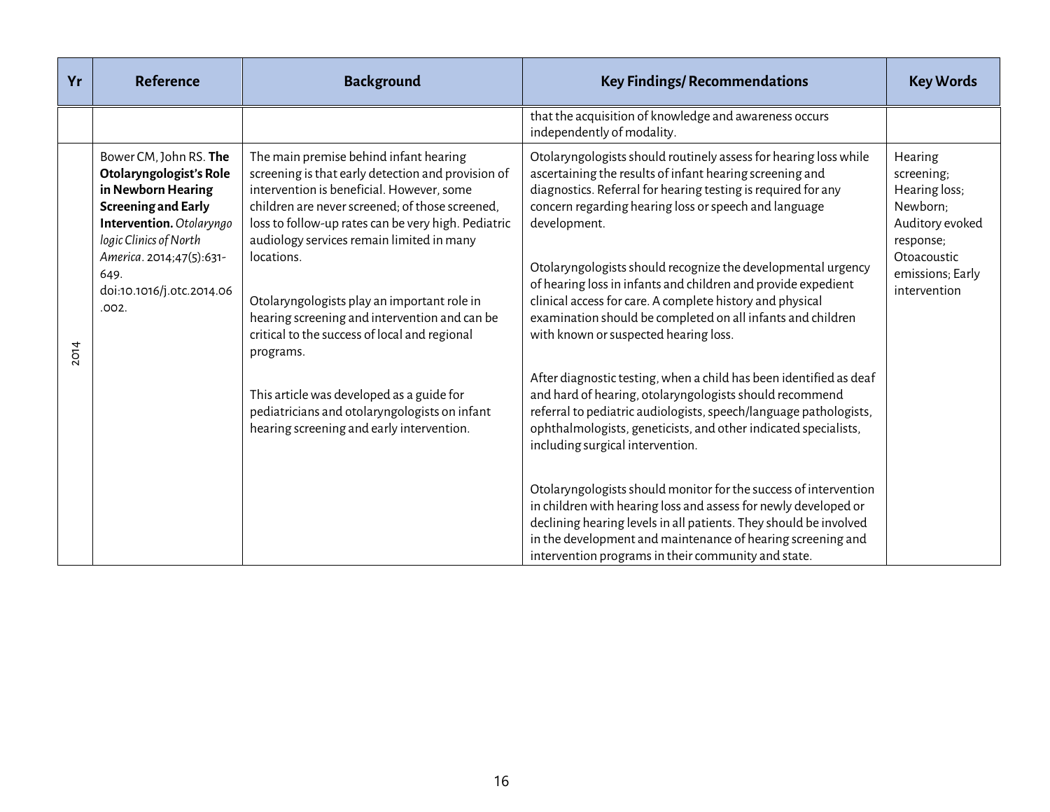| Yr | Reference | Background | Key Findings/ Recommendations | Key Words |
|---|---|---|---|---|
| | | | that the acquisition of knowledge and awareness occurs independently of modality. | |
| 2014 | Bower CM, John RS. **The Otolaryngologist's Role in Newborn Hearing Screening and Early Intervention.** *Otolaryngologic Clinics of North America*. 2014;47(5):631-649. doi:10.1016/j.otc.2014.06.002. | The main premise behind infant hearing screening is that early detection and provision of intervention is beneficial. However, some children are never screened; of those screened, loss to follow-up rates can be very high. Pediatric audiology services remain limited in many locations.<br><br>Otolaryngologists play an important role in hearing screening and intervention and can be critical to the success of local and regional programs.<br><br>This article was developed as a guide for pediatricians and otolaryngologists on infant hearing screening and early intervention. | Otolaryngologists should routinely assess for hearing loss while ascertaining the results of infant hearing screening and diagnostics. Referral for hearing testing is required for any concern regarding hearing loss or speech and language development.<br><br>Otolaryngologists should recognize the developmental urgency of hearing loss in infants and children and provide expedient clinical access for care. A complete history and physical examination should be completed on all infants and children with known or suspected hearing loss.<br><br>After diagnostic testing, when a child has been identified as deaf and hard of hearing, otolaryngologists should recommend referral to pediatric audiologists, speech/language pathologists, ophthalmologists, geneticists, and other indicated specialists, including surgical intervention.<br><br>Otolaryngologists should monitor for the success of intervention in children with hearing loss and assess for newly developed or declining hearing levels in all patients. They should be involved in the development and maintenance of hearing screening and intervention programs in their community and state. | Hearing screening; Hearing loss; Newborn; Auditory evoked response; Otoacoustic emissions; Early intervention |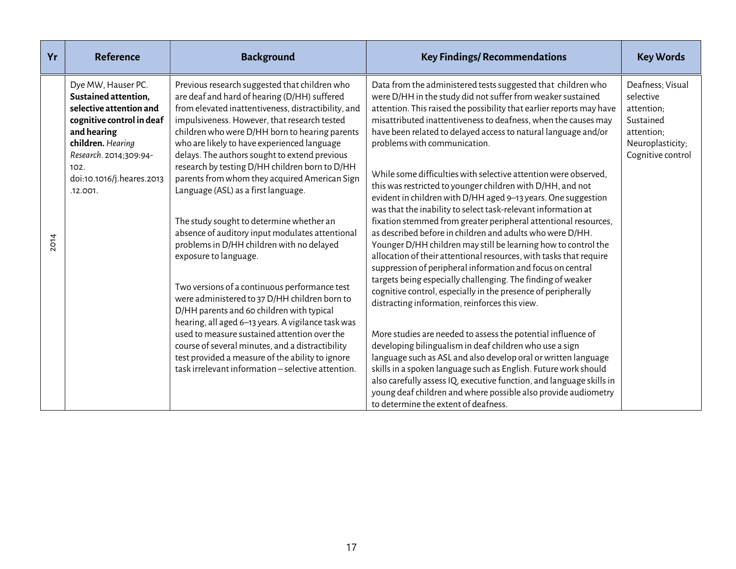| Yr | Reference | Background | Key Findings/ Recommendations | Key Words |
|---|---|---|---|---|
| 2014 | Dye MW, Hauser PC. **Sustained attention, selective attention and cognitive control in deaf and hearing children.** *Hearing Research*. 2014;309:94-102. doi:10.1016/j.heares.2013.12.001. | Previous research suggested that children who are deaf and hard of hearing (D/HH) suffered from elevated inattentiveness, distractibility, and impulsiveness. However, that research tested children who were D/HH born to hearing parents who are likely to have experienced language delays. The authors sought to extend previous research by testing D/HH children born to D/HH parents from whom they acquired American Sign Language (ASL) as a first language.<br><br>The study sought to determine whether an absence of auditory input modulates attentional problems in D/HH children with no delayed exposure to language.<br><br>Two versions of a continuous performance test were administered to 37 D/HH children born to D/HH parents and 60 children with typical hearing, all aged 6–13 years. A vigilance task was used to measure sustained attention over the course of several minutes, and a distractibility test provided a measure of the ability to ignore task irrelevant information – selective attention. | Data from the administered tests suggested that children who were D/HH in the study did not suffer from weaker sustained attention. This raised the possibility that earlier reports may have misattributed inattentiveness to deafness, when the causes may have been related to delayed access to natural language and/or problems with communication.<br><br>While some difficulties with selective attention were observed, this was restricted to younger children with D/HH, and not evident in children with D/HH aged 9–13 years. One suggestion was that the inability to select task-relevant information at fixation stemmed from greater peripheral attentional resources, as described before in children and adults who were D/HH. Younger D/HH children may still be learning how to control the allocation of their attentional resources, with tasks that require suppression of peripheral information and focus on central targets being especially challenging. The finding of weaker cognitive control, especially in the presence of peripherally distracting information, reinforces this view.<br><br>More studies are needed to assess the potential influence of developing bilingualism in deaf children who use a sign language such as ASL and also develop oral or written language skills in a spoken language such as English. Future work should also carefully assess IQ, executive function, and language skills in young deaf children and where possible also provide audiometry to determine the extent of deafness. | Deafness; Visual selective attention; Sustained attention; Neuroplasticity; Cognitive control |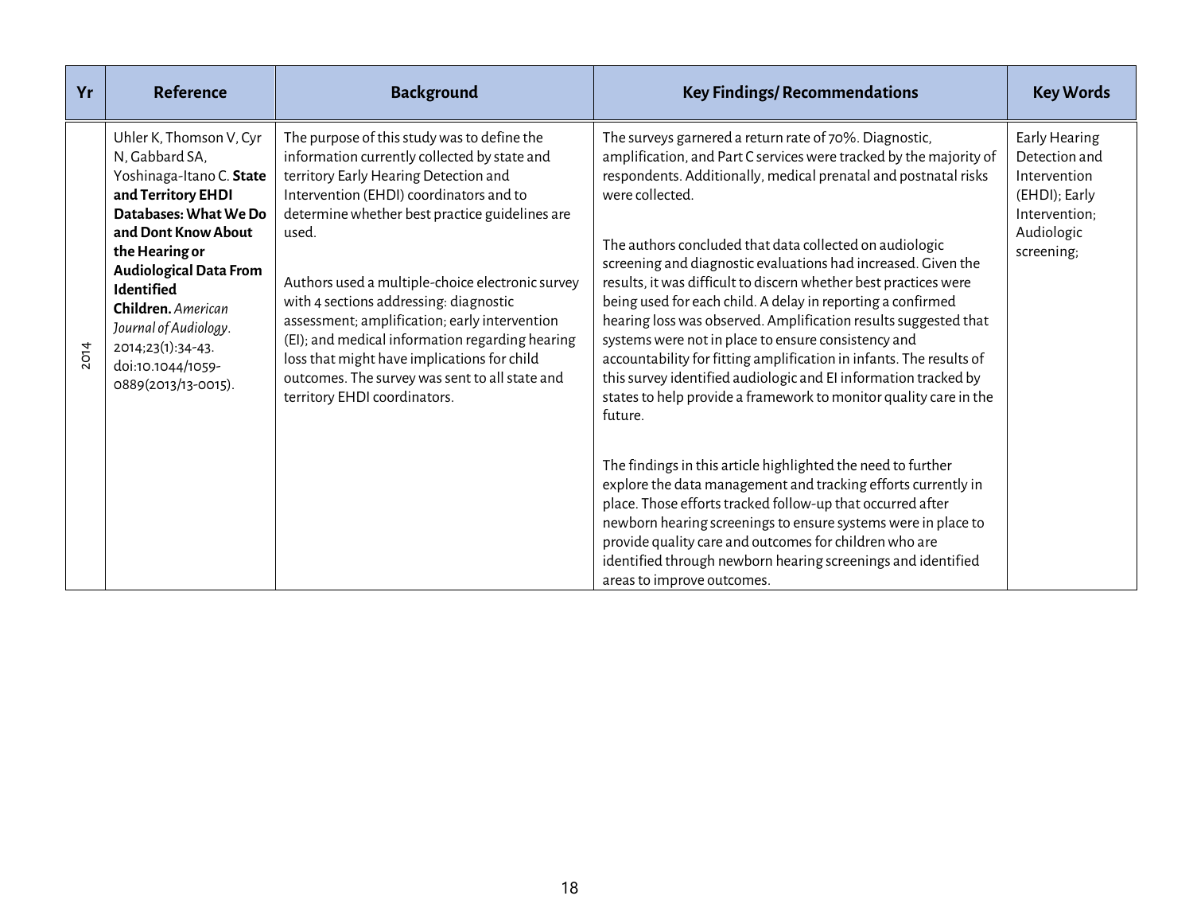| Yr | Reference | Background | Key Findings/ Recommendations | Key Words |
|---|---|---|---|---|
| 2014 | Uhler K, Thomson V, Cyr N, Gabbard SA, Yoshinaga-Itano C. **State and Territory EHDI Databases: What We Do and Dont Know About the Hearing or Audiological Data From Identified Children.** *American Journal of Audiology*. 2014;23(1):34-43. doi:10.1044/1059-0889(2013/13-0015). | The purpose of this study was to define the information currently collected by state and territory Early Hearing Detection and Intervention (EHDI) coordinators and to determine whether best practice guidelines are used.<br><br>Authors used a multiple-choice electronic survey with 4 sections addressing: diagnostic assessment; amplification; early intervention (EI); and medical information regarding hearing loss that might have implications for child outcomes. The survey was sent to all state and territory EHDI coordinators. | The surveys garnered a return rate of 70%. Diagnostic, amplification, and Part C services were tracked by the majority of respondents. Additionally, medical prenatal and postnatal risks were collected.<br><br>The authors concluded that data collected on audiologic screening and diagnostic evaluations had increased. Given the results, it was difficult to discern whether best practices were being used for each child. A delay in reporting a confirmed hearing loss was observed. Amplification results suggested that systems were not in place to ensure consistency and accountability for fitting amplification in infants. The results of this survey identified audiologic and EI information tracked by states to help provide a framework to monitor quality care in the future.<br><br>The findings in this article highlighted the need to further explore the data management and tracking efforts currently in place. Those efforts tracked follow-up that occurred after newborn hearing screenings to ensure systems were in place to provide quality care and outcomes for children who are identified through newborn hearing screenings and identified areas to improve outcomes. | Early Hearing Detection and Intervention (EHDI); Early Intervention; Audiologic screening; |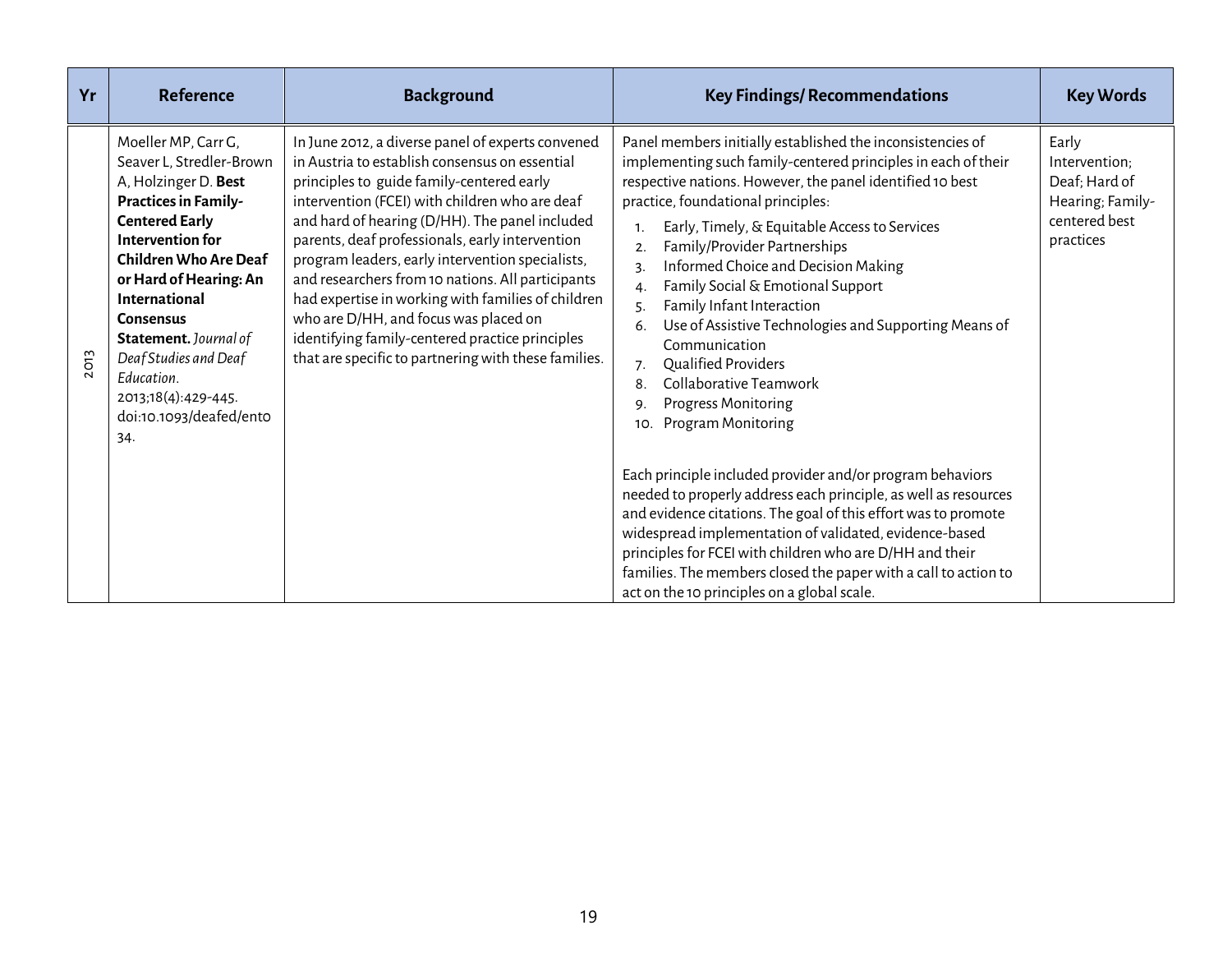| Yr | Reference | Background | Key Findings/ Recommendations | Key Words |
|---|---|---|---|---|
| 2013 | Moeller MP, Carr G, Seaver L, Stredler-Brown A, Holzinger D. **Best Practices in Family-Centered Early Intervention for Children Who Are Deaf or Hard of Hearing: An International Consensus Statement.** *Journal of Deaf Studies and Deaf Education*. 2013;18(4):429-445. doi:10.1093/deafed/ent034. | In June 2012, a diverse panel of experts convened in Austria to establish consensus on essential principles to guide family-centered early intervention (FCEI) with children who are deaf and hard of hearing (D/HH). The panel included parents, deaf professionals, early intervention program leaders, early intervention specialists, and researchers from 10 nations. All participants had expertise in working with families of children who are D/HH, and focus was placed on identifying family-centered practice principles that are specific to partnering with these families. | Panel members initially established the inconsistencies of implementing such family-centered principles in each of their respective nations. However, the panel identified 10 best practice, foundational principles:<br>1. Early, Timely, & Equitable Access to Services<br>2. Family/Provider Partnerships<br>3. Informed Choice and Decision Making<br>4. Family Social & Emotional Support<br>5. Family Infant Interaction<br>6. Use of Assistive Technologies and Supporting Means of Communication<br>7. Qualified Providers<br>8. Collaborative Teamwork<br>9. Progress Monitoring<br>10. Program Monitoring<br><br>Each principle included provider and/or program behaviors needed to properly address each principle, as well as resources and evidence citations. The goal of this effort was to promote widespread implementation of validated, evidence-based principles for FCEI with children who are D/HH and their families. The members closed the paper with a call to action to act on the 10 principles on a global scale. | Early Intervention; Deaf; Hard of Hearing; Family-centered best practices |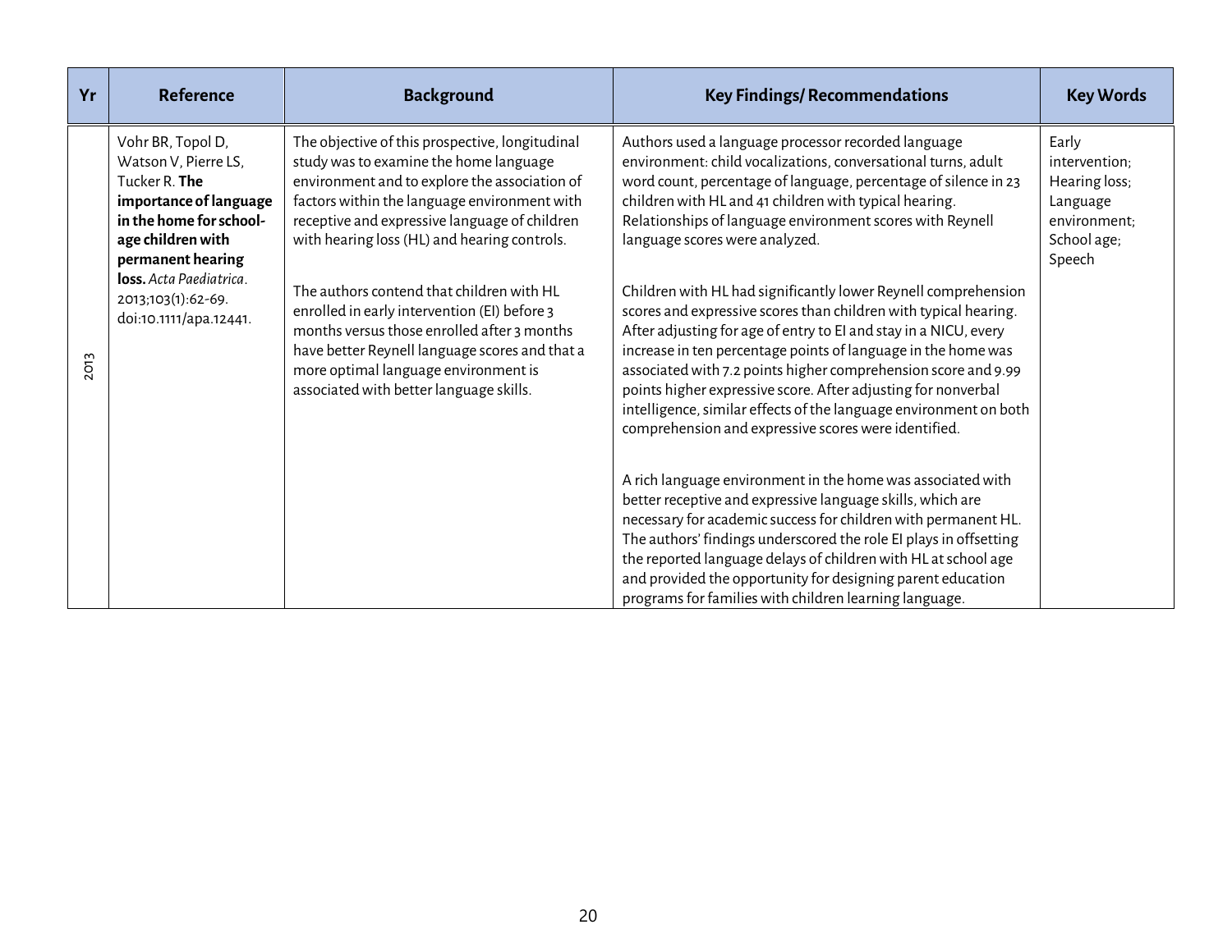| Yr | Reference | Background | Key Findings/ Recommendations | Key Words |
|---|---|---|---|---|
| 2013 | Vohr BR, Topol D, Watson V, Pierre LS, Tucker R. **The importance of language in the home for school-age children with permanent hearing loss.** *Acta Paediatrica*. 2013;103(1):62-69. doi:10.1111/apa.12441. | The objective of this prospective, longitudinal study was to examine the home language environment and to explore the association of factors within the language environment with receptive and expressive language of children with hearing loss (HL) and hearing controls.<br><br>The authors contend that children with HL enrolled in early intervention (EI) before 3 months versus those enrolled after 3 months have better Reynell language scores and that a more optimal language environment is associated with better language skills. | Authors used a language processor recorded language environment: child vocalizations, conversational turns, adult word count, percentage of language, percentage of silence in 23 children with HL and 41 children with typical hearing. Relationships of language environment scores with Reynell language scores were analyzed.<br><br>Children with HL had significantly lower Reynell comprehension scores and expressive scores than children with typical hearing. After adjusting for age of entry to EI and stay in a NICU, every increase in ten percentage points of language in the home was associated with 7.2 points higher comprehension score and 9.99 points higher expressive score. After adjusting for nonverbal intelligence, similar effects of the language environment on both comprehension and expressive scores were identified.<br><br>A rich language environment in the home was associated with better receptive and expressive language skills, which are necessary for academic success for children with permanent HL. The authors' findings underscored the role EI plays in offsetting the reported language delays of children with HL at school age and provided the opportunity for designing parent education programs for families with children learning language. | Early intervention; Hearing loss; Language environment; School age; Speech |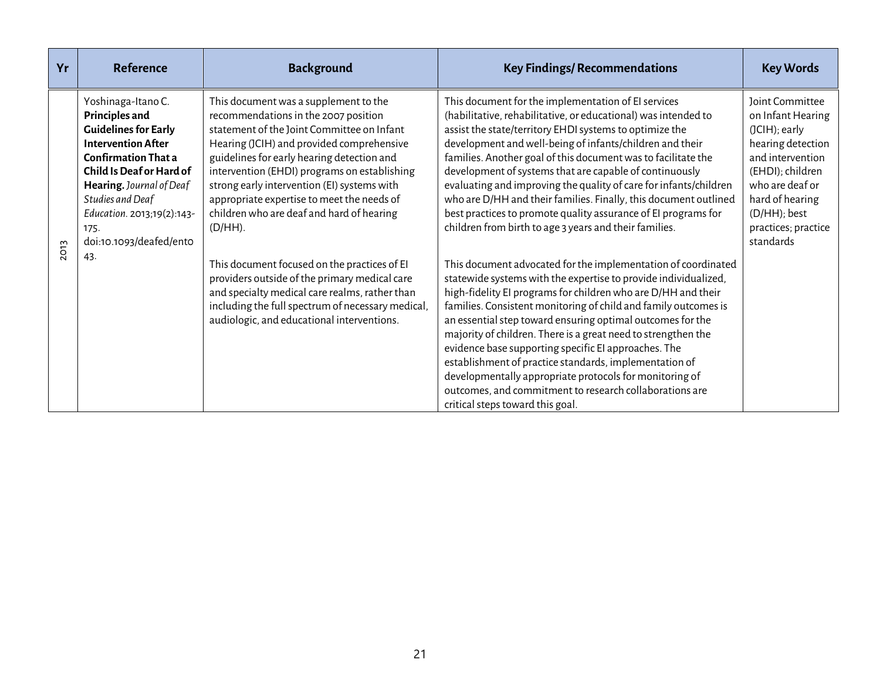| Yr | Reference | Background | Key Findings/ Recommendations | Key Words |
|---|---|---|---|---|
| 2013 | Yoshinaga-Itano C. **Principles and Guidelines for Early Intervention After Confirmation That a Child Is Deaf or Hard of Hearing.** *Journal of Deaf Studies and Deaf Education.* 2013;19(2):143-175. doi:10.1093/deafed/ent043. | This document was a supplement to the recommendations in the 2007 position statement of the Joint Committee on Infant Hearing (JCIH) and provided comprehensive guidelines for early hearing detection and intervention (EHDI) programs on establishing strong early intervention (EI) systems with appropriate expertise to meet the needs of children who are deaf and hard of hearing (D/HH).<br><br>This document focused on the practices of EI providers outside of the primary medical care and specialty medical care realms, rather than including the full spectrum of necessary medical, audiologic, and educational interventions. | This document for the implementation of EI services (habilitative, rehabilitative, or educational) was intended to assist the state/territory EHDI systems to optimize the development and well-being of infants/children and their families. Another goal of this document was to facilitate the development of systems that are capable of continuously evaluating and improving the quality of care for infants/children who are D/HH and their families. Finally, this document outlined best practices to promote quality assurance of EI programs for children from birth to age 3 years and their families.<br><br>This document advocated for the implementation of coordinated statewide systems with the expertise to provide individualized, high-fidelity EI programs for children who are D/HH and their families. Consistent monitoring of child and family outcomes is an essential step toward ensuring optimal outcomes for the majority of children. There is a great need to strengthen the evidence base supporting specific EI approaches. The establishment of practice standards, implementation of developmentally appropriate protocols for monitoring of outcomes, and commitment to research collaborations are critical steps toward this goal. | Joint Committee on Infant Hearing (JCIH); early hearing detection and intervention (EHDI); children who are deaf or hard of hearing (D/HH); best practices; practice standards |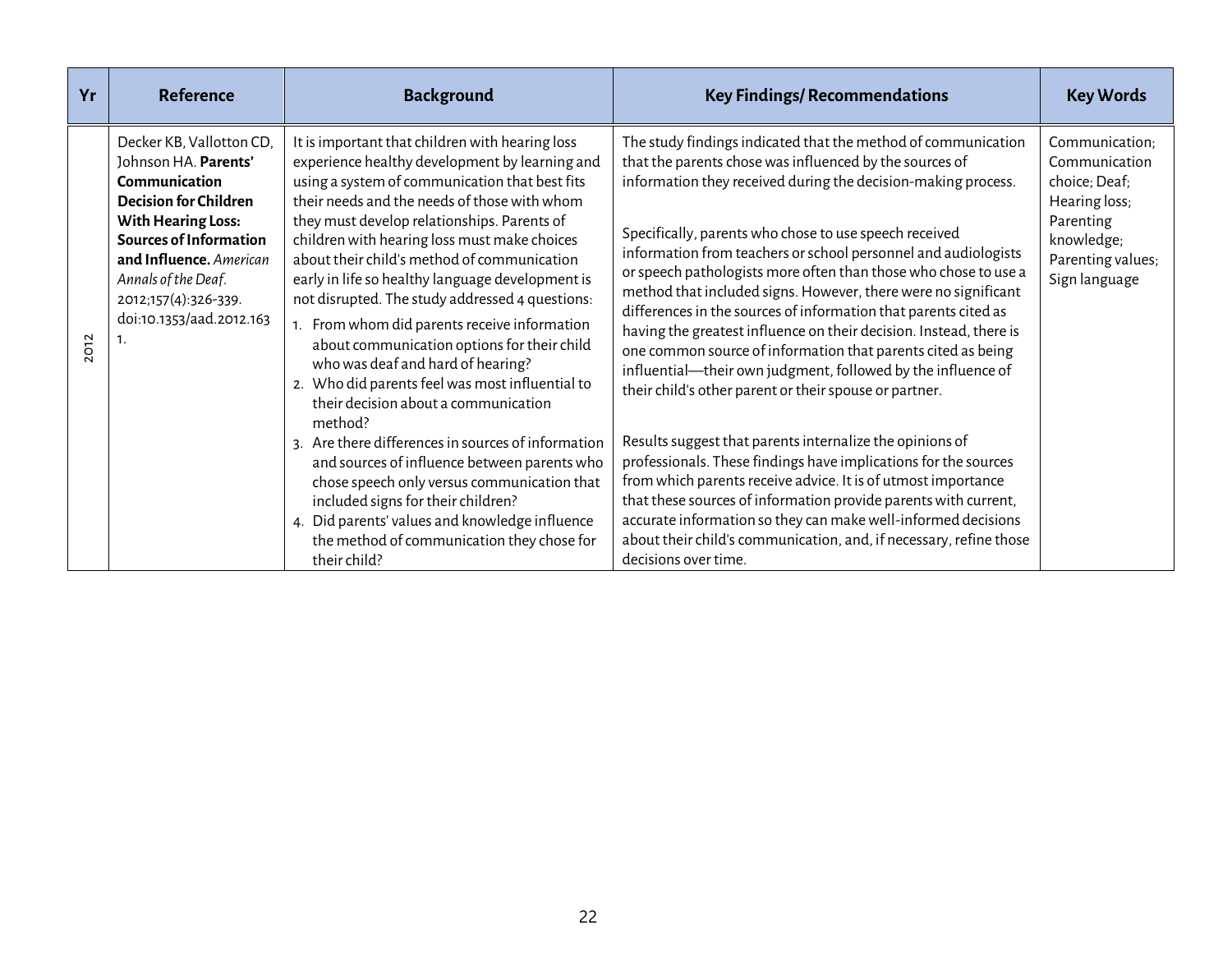| Yr | Reference | Background | Key Findings/ Recommendations | Key Words |
|---|---|---|---|---|
| 2012 | Decker KB, Vallotton CD, Johnson HA. **Parents' Communication Decision for Children With Hearing Loss: Sources of Information and Influence.** *American Annals of the Deaf*. 2012;157(4):326-339. doi:10.1353/aad.2012.1631. | It is important that children with hearing loss experience healthy development by learning and using a system of communication that best fits their needs and the needs of those with whom they must develop relationships. Parents of children with hearing loss must make choices about their child's method of communication early in life so healthy language development is not disrupted. The study addressed 4 questions:<br>1. From whom did parents receive information about communication options for their child who was deaf and hard of hearing?<br>2. Who did parents feel was most influential to their decision about a communication method?<br>3. Are there differences in sources of information and sources of influence between parents who chose speech only versus communication that included signs for their children?<br>4. Did parents' values and knowledge influence the method of communication they chose for their child? | The study findings indicated that the method of communication that the parents chose was influenced by the sources of information they received during the decision-making process.<br><br>Specifically, parents who chose to use speech received information from teachers or school personnel and audiologists or speech pathologists more often than those who chose to use a method that included signs. However, there were no significant differences in the sources of information that parents cited as having the greatest influence on their decision. Instead, there is one common source of information that parents cited as being influential—their own judgment, followed by the influence of their child's other parent or their spouse or partner.<br><br>Results suggest that parents internalize the opinions of professionals. These findings have implications for the sources from which parents receive advice. It is of utmost importance that these sources of information provide parents with current, accurate information so they can make well-informed decisions about their child's communication, and, if necessary, refine those decisions over time. | Communication; Communication choice; Deaf; Hearing loss; Parenting knowledge; Parenting values; Sign language |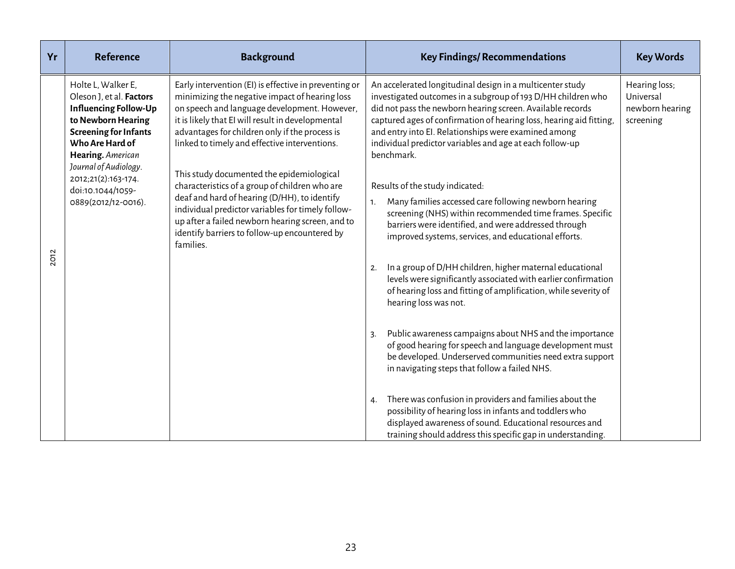| Yr | Reference | Background | Key Findings/ Recommendations | Key Words |
|---|---|---|---|---|
| 2012 | Holte L, Walker E, Oleson J, et al. **Factors Influencing Follow-Up to Newborn Hearing Screening for Infants Who Are Hard of Hearing.** *American Journal of Audiology*. 2012;21(2):163-174. doi:10.1044/1059-0889(2012/12-0016). | Early intervention (EI) is effective in preventing or minimizing the negative impact of hearing loss on speech and language development. However, it is likely that EI will result in developmental advantages for children only if the process is linked to timely and effective interventions.<br><br>This study documented the epidemiological characteristics of a group of children who are deaf and hard of hearing (D/HH), to identify individual predictor variables for timely follow-up after a failed newborn hearing screen, and to identify barriers to follow-up encountered by families. | An accelerated longitudinal design in a multicenter study investigated outcomes in a subgroup of 193 D/HH children who did not pass the newborn hearing screen. Available records captured ages of confirmation of hearing loss, hearing aid fitting, and entry into EI. Relationships were examined among individual predictor variables and age at each follow-up benchmark.<br><br>Results of the study indicated:<br>1. Many families accessed care following newborn hearing screening (NHS) within recommended time frames. Specific barriers were identified, and were addressed through improved systems, services, and educational efforts.<br>2. In a group of D/HH children, higher maternal educational levels were significantly associated with earlier confirmation of hearing loss and fitting of amplification, while severity of hearing loss was not.<br>3. Public awareness campaigns about NHS and the importance of good hearing for speech and language development must be developed. Underserved communities need extra support in navigating steps that follow a failed NHS.<br>4. There was confusion in providers and families about the possibility of hearing loss in infants and toddlers who displayed awareness of sound. Educational resources and training should address this specific gap in understanding. | Hearing loss; Universal newborn hearing screening |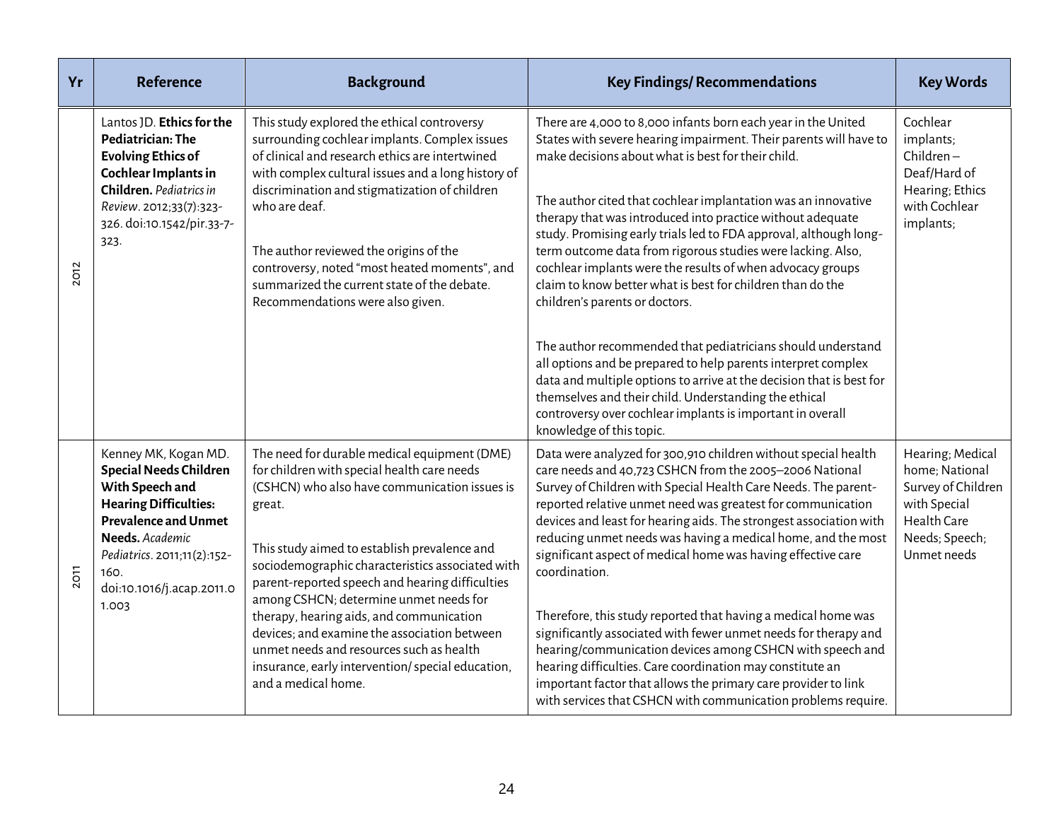| Yr | Reference | Background | Key Findings/ Recommendations | Key Words |
|---|---|---|---|---|
| 2012 | Lantos JD. **Ethics for the Pediatrician: The Evolving Ethics of Cochlear Implants in Children.** *Pediatrics in Review*. 2012;33(7):323-326. doi:10.1542/pir.33-7-323. | This study explored the ethical controversy surrounding cochlear implants. Complex issues of clinical and research ethics are intertwined with complex cultural issues and a long history of discrimination and stigmatization of children who are deaf.<br><br>The author reviewed the origins of the controversy, noted "most heated moments", and summarized the current state of the debate. Recommendations were also given. | There are 4,000 to 8,000 infants born each year in the United States with severe hearing impairment. Their parents will have to make decisions about what is best for their child.<br><br>The author cited that cochlear implantation was an innovative therapy that was introduced into practice without adequate study. Promising early trials led to FDA approval, although long-term outcome data from rigorous studies were lacking. Also, cochlear implants were the results of when advocacy groups claim to know better what is best for children than do the children's parents or doctors.<br><br>The author recommended that pediatricians should understand all options and be prepared to help parents interpret complex data and multiple options to arrive at the decision that is best for themselves and their child. Understanding the ethical controversy over cochlear implants is important in overall knowledge of this topic. | Cochlear implants; Children – Deaf/Hard of Hearing; Ethics with Cochlear implants; |
| 2011 | Kenney MK, Kogan MD. **Special Needs Children With Speech and Hearing Difficulties: Prevalence and Unmet Needs.** *Academic Pediatrics*. 2011;11(2):152-160. doi:10.1016/j.acap.2011.01.003 | The need for durable medical equipment (DME) for children with special health care needs (CSHCN) who also have communication issues is great.<br><br>This study aimed to establish prevalence and sociodemographic characteristics associated with parent-reported speech and hearing difficulties among CSHCN; determine unmet needs for therapy, hearing aids, and communication devices; and examine the association between unmet needs and resources such as health insurance, early intervention/ special education, and a medical home. | Data were analyzed for 300,910 children without special health care needs and 40,723 CSHCN from the 2005–2006 National Survey of Children with Special Health Care Needs. The parent-reported relative unmet need was greatest for communication devices and least for hearing aids. The strongest association with reducing unmet needs was having a medical home, and the most significant aspect of medical home was having effective care coordination.<br><br>Therefore, this study reported that having a medical home was significantly associated with fewer unmet needs for therapy and hearing/communication devices among CSHCN with speech and hearing difficulties. Care coordination may constitute an important factor that allows the primary care provider to link with services that CSHCN with communication problems require. | Hearing; Medical home; National Survey of Children with Special Health Care Needs; Speech; Unmet needs |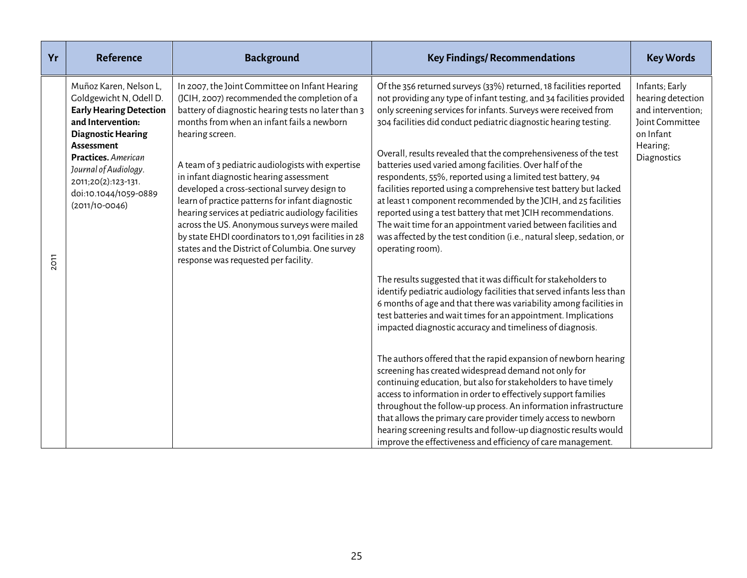| Yr | Reference | Background | Key Findings/ Recommendations | Key Words |
|---|---|---|---|---|
| 2011 | Muñoz Karen, Nelson L, Goldgewicht N, Odell D. **Early Hearing Detection and Intervention: Diagnostic Hearing Assessment Practices.** *American Journal of Audiology*. 2011;20(2):123-131. doi:10.1044/1059-0889 (2011/10-0046) | In 2007, the Joint Committee on Infant Hearing (JCIH, 2007) recommended the completion of a battery of diagnostic hearing tests no later than 3 months from when an infant fails a newborn hearing screen.<br><br>A team of 3 pediatric audiologists with expertise in infant diagnostic hearing assessment developed a cross-sectional survey design to learn of practice patterns for infant diagnostic hearing services at pediatric audiology facilities across the US. Anonymous surveys were mailed by state EHDI coordinators to 1,091 facilities in 28 states and the District of Columbia. One survey response was requested per facility. | Of the 356 returned surveys (33%) returned, 18 facilities reported not providing any type of infant testing, and 34 facilities provided only screening services for infants. Surveys were received from 304 facilities did conduct pediatric diagnostic hearing testing.<br><br>Overall, results revealed that the comprehensiveness of the test batteries used varied among facilities. Over half of the respondents, 55%, reported using a limited test battery, 94 facilities reported using a comprehensive test battery but lacked at least 1 component recommended by the JCIH, and 25 facilities reported using a test battery that met JCIH recommendations. The wait time for an appointment varied between facilities and was affected by the test condition (i.e., natural sleep, sedation, or operating room).<br><br>The results suggested that it was difficult for stakeholders to identify pediatric audiology facilities that served infants less than 6 months of age and that there was variability among facilities in test batteries and wait times for an appointment. Implications impacted diagnostic accuracy and timeliness of diagnosis.<br><br>The authors offered that the rapid expansion of newborn hearing screening has created widespread demand not only for continuing education, but also for stakeholders to have timely access to information in order to effectively support families throughout the follow-up process. An information infrastructure that allows the primary care provider timely access to newborn hearing screening results and follow-up diagnostic results would improve the effectiveness and efficiency of care management. | Infants; Early hearing detection and intervention; Joint Committee on Infant Hearing; Diagnostics |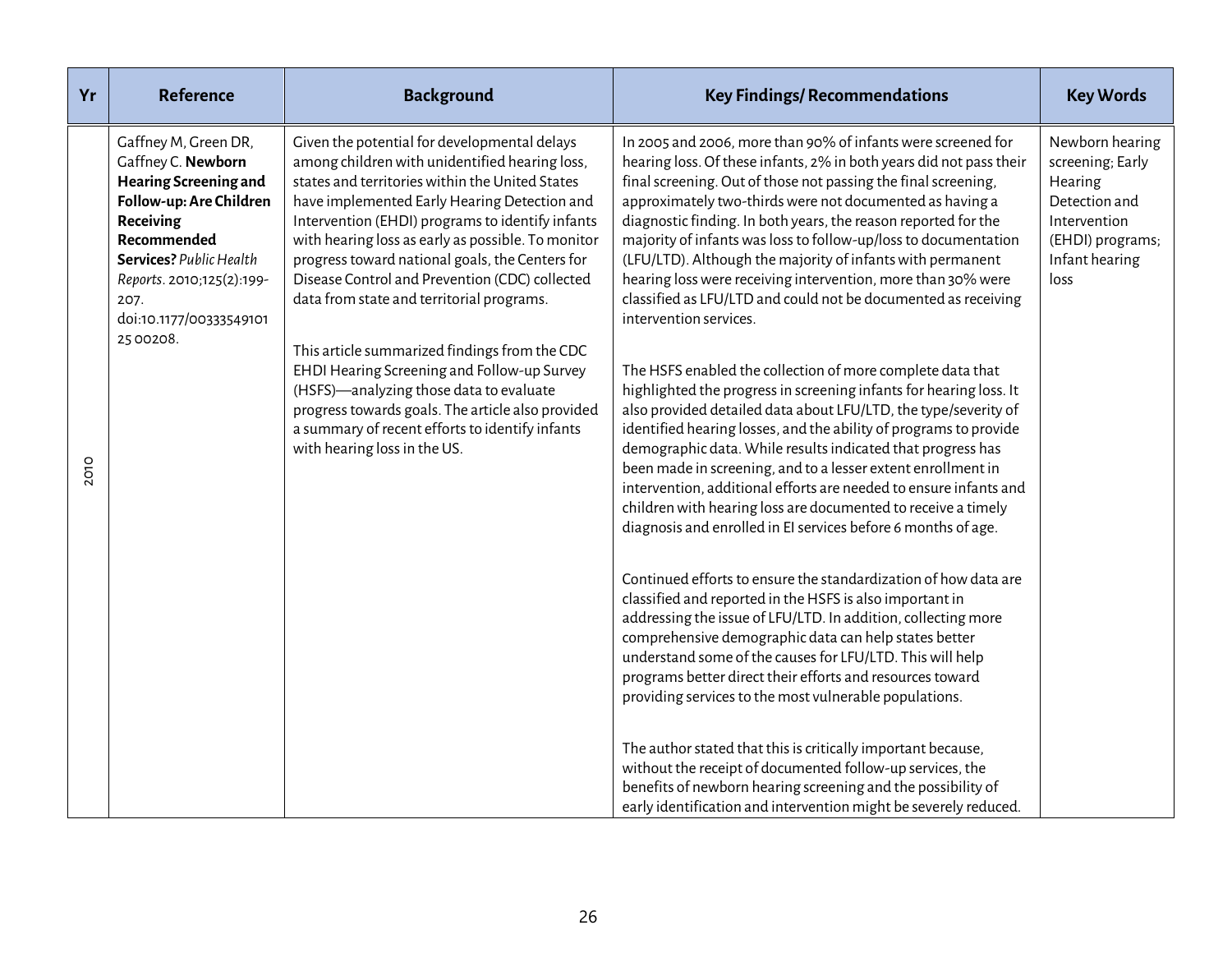| Yr | Reference | Background | Key Findings/ Recommendations | Key Words |
|---|---|---|---|---|
| 2010 | Gaffney M, Green DR, Gaffney C. **Newborn Hearing Screening and Follow-up: Are Children Receiving Recommended Services?** *Public Health Reports*. 2010;125(2):199-207. doi:10.1177/00333549101 25 00208. | Given the potential for developmental delays among children with unidentified hearing loss, states and territories within the United States have implemented Early Hearing Detection and Intervention (EHDI) programs to identify infants with hearing loss as early as possible. To monitor progress toward national goals, the Centers for Disease Control and Prevention (CDC) collected data from state and territorial programs.<br><br>This article summarized findings from the CDC EHDI Hearing Screening and Follow-up Survey (HSFS)—analyzing those data to evaluate progress towards goals. The article also provided a summary of recent efforts to identify infants with hearing loss in the US. | In 2005 and 2006, more than 90% of infants were screened for hearing loss. Of these infants, 2% in both years did not pass their final screening. Out of those not passing the final screening, approximately two-thirds were not documented as having a diagnostic finding. In both years, the reason reported for the majority of infants was loss to follow-up/loss to documentation (LFU/LTD). Although the majority of infants with permanent hearing loss were receiving intervention, more than 30% were classified as LFU/LTD and could not be documented as receiving intervention services.<br><br>The HSFS enabled the collection of more complete data that highlighted the progress in screening infants for hearing loss. It also provided detailed data about LFU/LTD, the type/severity of identified hearing losses, and the ability of programs to provide demographic data. While results indicated that progress has been made in screening, and to a lesser extent enrollment in intervention, additional efforts are needed to ensure infants and children with hearing loss are documented to receive a timely diagnosis and enrolled in EI services before 6 months of age.<br><br>Continued efforts to ensure the standardization of how data are classified and reported in the HSFS is also important in addressing the issue of LFU/LTD. In addition, collecting more comprehensive demographic data can help states better understand some of the causes for LFU/LTD. This will help programs better direct their efforts and resources toward providing services to the most vulnerable populations.<br><br>The author stated that this is critically important because, without the receipt of documented follow-up services, the benefits of newborn hearing screening and the possibility of early identification and intervention might be severely reduced. | Newborn hearing screening; Early Hearing Detection and Intervention (EHDI) programs; Infant hearing loss |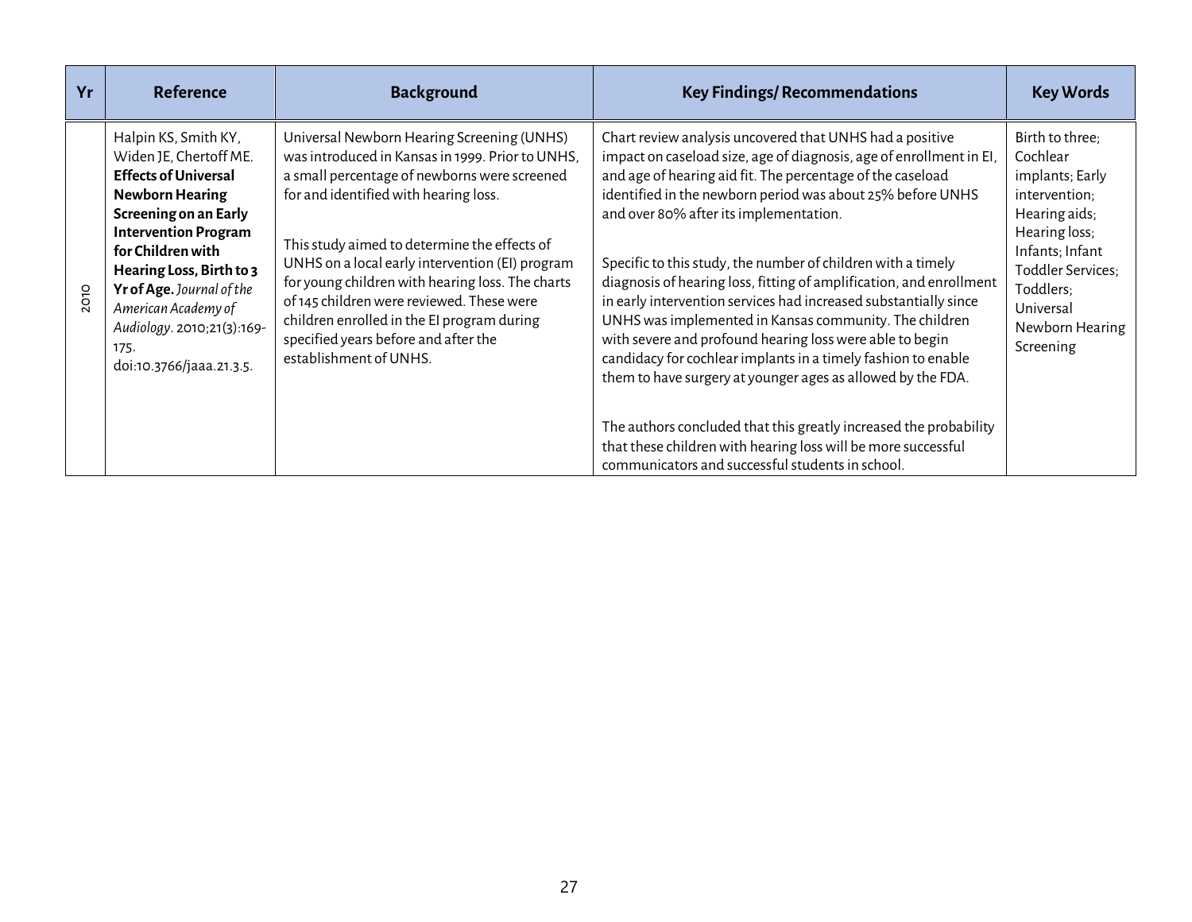| Yr | Reference | Background | Key Findings/ Recommendations | Key Words |
|---|---|---|---|---|
| 2010 | Halpin KS, Smith KY, Widen JE, Chertoff ME. **Effects of Universal Newborn Hearing Screening on an Early Intervention Program for Children with Hearing Loss, Birth to 3 Yr of Age.** *Journal of the American Academy of Audiology*. 2010;21(3):169-175. doi:10.3766/jaaa.21.3.5. | Universal Newborn Hearing Screening (UNHS) was introduced in Kansas in 1999. Prior to UNHS, a small percentage of newborns were screened for and identified with hearing loss.<br><br>This study aimed to determine the effects of UNHS on a local early intervention (EI) program for young children with hearing loss. The charts of 145 children were reviewed. These were children enrolled in the EI program during specified years before and after the establishment of UNHS. | Chart review analysis uncovered that UNHS had a positive impact on caseload size, age of diagnosis, age of enrollment in EI, and age of hearing aid fit. The percentage of the caseload identified in the newborn period was about 25% before UNHS and over 80% after its implementation.<br><br>Specific to this study, the number of children with a timely diagnosis of hearing loss, fitting of amplification, and enrollment in early intervention services had increased substantially since UNHS was implemented in Kansas community. The children with severe and profound hearing loss were able to begin candidacy for cochlear implants in a timely fashion to enable them to have surgery at younger ages as allowed by the FDA.<br><br>The authors concluded that this greatly increased the probability that these children with hearing loss will be more successful communicators and successful students in school. | Birth to three; Cochlear implants; Early intervention; Hearing aids; Hearing loss; Infants; Infant Toddler Services; Toddlers; Universal Newborn Hearing Screening |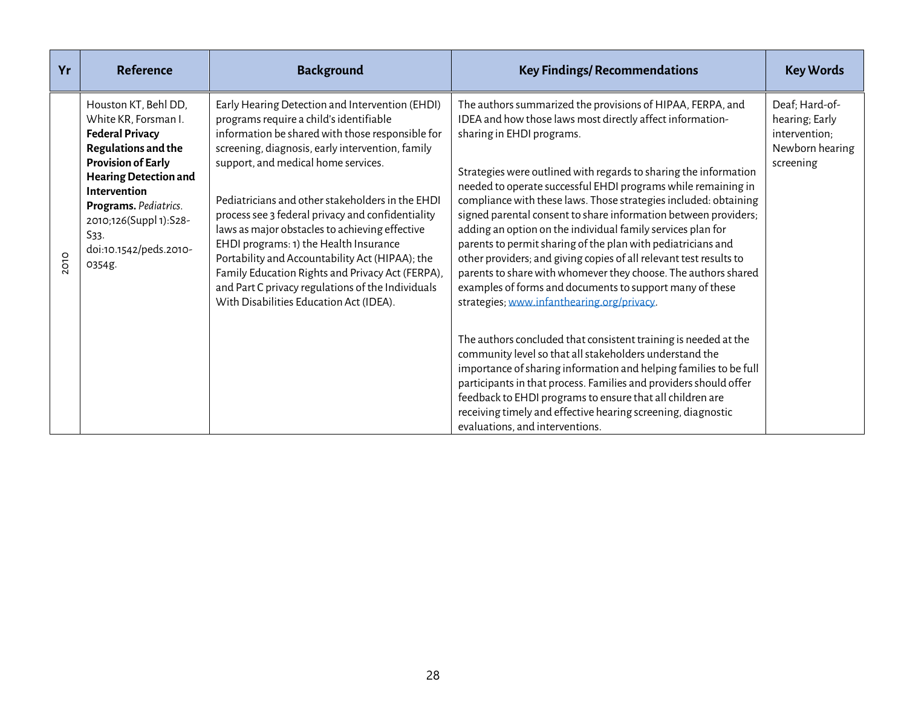| Yr | Reference | Background | Key Findings/ Recommendations | Key Words |
|---|---|---|---|---|
| 2010 | Houston KT, Behl DD, White KR, Forsman I. **Federal Privacy Regulations and the Provision of Early Hearing Detection and Intervention Programs.** *Pediatrics.* 2010;126(Suppl 1):S28-S33. doi:10.1542/peds.2010-0354g. | Early Hearing Detection and Intervention (EHDI) programs require a child's identifiable information be shared with those responsible for screening, diagnosis, early intervention, family support, and medical home services.<br><br>Pediatricians and other stakeholders in the EHDI process see 3 federal privacy and confidentiality laws as major obstacles to achieving effective EHDI programs: 1) the Health Insurance Portability and Accountability Act (HIPAA); the Family Education Rights and Privacy Act (FERPA), and Part C privacy regulations of the Individuals With Disabilities Education Act (IDEA). | The authors summarized the provisions of HIPAA, FERPA, and IDEA and how those laws most directly affect information-sharing in EHDI programs.<br><br>Strategies were outlined with regards to sharing the information needed to operate successful EHDI programs while remaining in compliance with these laws. Those strategies included: obtaining signed parental consent to share information between providers; adding an option on the individual family services plan for parents to permit sharing of the plan with pediatricians and other providers; and giving copies of all relevant test results to parents to share with whomever they choose. The authors shared examples of forms and documents to support many of these strategies; www.infanthearing.org/privacy.<br><br>The authors concluded that consistent training is needed at the community level so that all stakeholders understand the importance of sharing information and helping families to be full participants in that process. Families and providers should offer feedback to EHDI programs to ensure that all children are receiving timely and effective hearing screening, diagnostic evaluations, and interventions. | Deaf; Hard-of-hearing; Early intervention; Newborn hearing screening |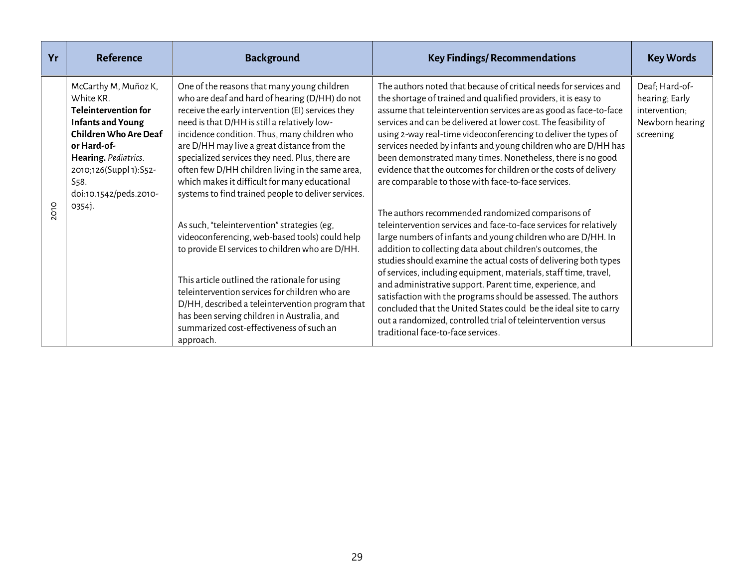| Yr | Reference | Background | Key Findings/ Recommendations | Key Words |
|---|---|---|---|---|
| 2010 | McCarthy M, Muñoz K, White KR. **Teleintervention for Infants and Young Children Who Are Deaf or Hard-of-Hearing.** *Pediatrics.* 2010;126(Suppl 1):S52-S58. doi:10.1542/peds.2010-0354j. | One of the reasons that many young children who are deaf and hard of hearing (D/HH) do not receive the early intervention (EI) services they need is that D/HH is still a relatively low-incidence condition. Thus, many children who are D/HH may live a great distance from the specialized services they need. Plus, there are often few D/HH children living in the same area, which makes it difficult for many educational systems to find trained people to deliver services.<br><br>As such, "teleintervention" strategies (eg, videoconferencing, web-based tools) could help to provide EI services to children who are D/HH.<br><br>This article outlined the rationale for using teleintervention services for children who are D/HH, described a teleintervention program that has been serving children in Australia, and summarized cost-effectiveness of such an approach. | The authors noted that because of critical needs for services and the shortage of trained and qualified providers, it is easy to assume that teleintervention services are as good as face-to-face services and can be delivered at lower cost. The feasibility of using 2-way real-time videoconferencing to deliver the types of services needed by infants and young children who are D/HH has been demonstrated many times. Nonetheless, there is no good evidence that the outcomes for children or the costs of delivery are comparable to those with face-to-face services.<br><br>The authors recommended randomized comparisons of teleintervention services and face-to-face services for relatively large numbers of infants and young children who are D/HH. In addition to collecting data about children's outcomes, the studies should examine the actual costs of delivering both types of services, including equipment, materials, staff time, travel, and administrative support. Parent time, experience, and satisfaction with the programs should be assessed. The authors concluded that the United States could be the ideal site to carry out a randomized, controlled trial of teleintervention versus traditional face-to-face services. | Deaf; Hard-of-hearing; Early intervention; Newborn hearing screening |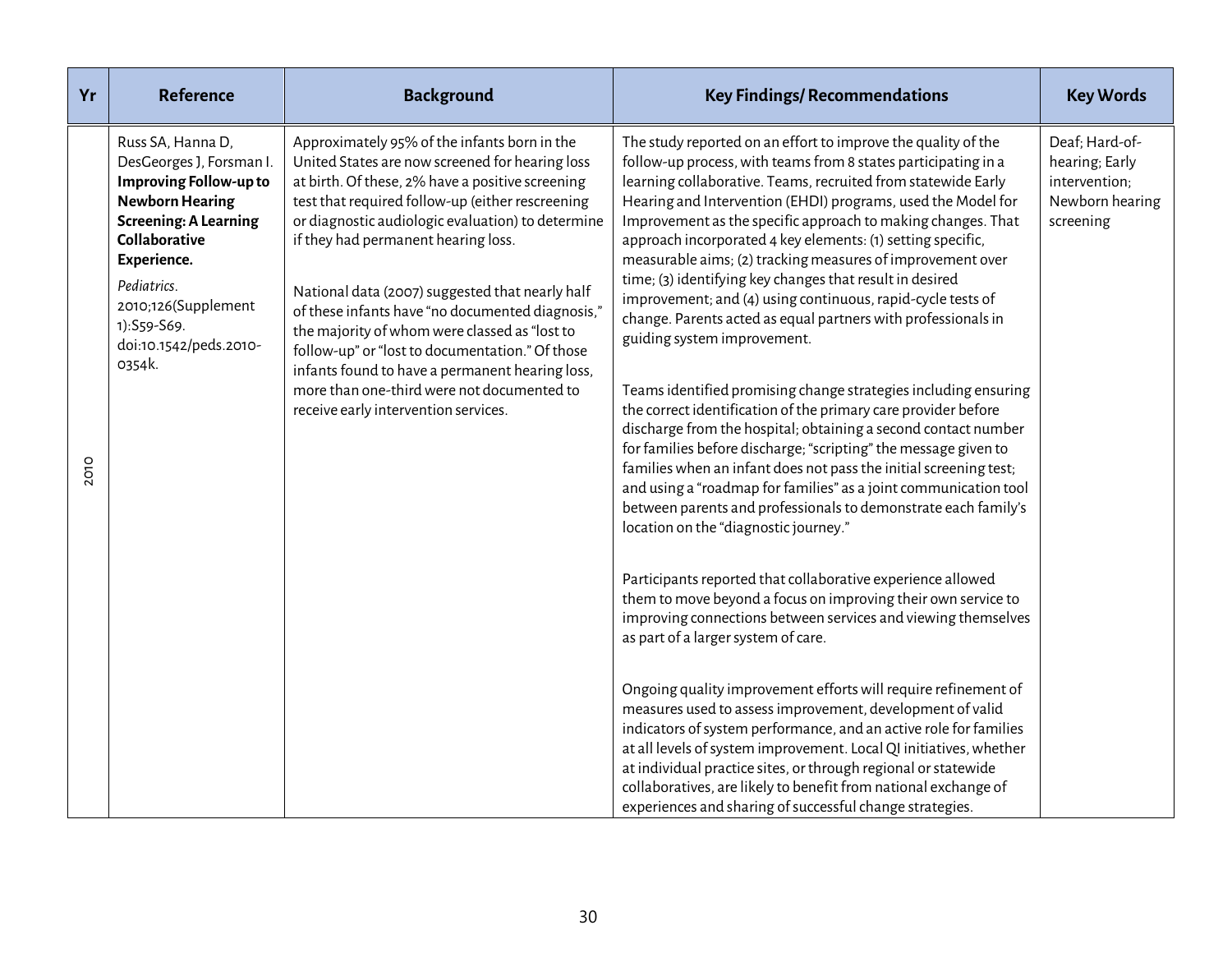| Yr | Reference | Background | Key Findings/ Recommendations | Key Words |
|---|---|---|---|---|
| 2010 | Russ SA, Hanna D, DesGeorges J, Forsman I. **Improving Follow-up to Newborn Hearing Screening: A Learning Collaborative Experience.** *Pediatrics*. 2010;126(Supplement 1):S59-S69. doi:10.1542/peds.2010-0354k. | Approximately 95% of the infants born in the United States are now screened for hearing loss at birth. Of these, 2% have a positive screening test that required follow-up (either rescreening or diagnostic audiologic evaluation) to determine if they had permanent hearing loss.<br><br>National data (2007) suggested that nearly half of these infants have "no documented diagnosis," the majority of whom were classed as "lost to follow-up" or "lost to documentation." Of those infants found to have a permanent hearing loss, more than one-third were not documented to receive early intervention services. | The study reported on an effort to improve the quality of the follow-up process, with teams from 8 states participating in a learning collaborative. Teams, recruited from statewide Early Hearing and Intervention (EHDI) programs, used the Model for Improvement as the specific approach to making changes. That approach incorporated 4 key elements: (1) setting specific, measurable aims; (2) tracking measures of improvement over time; (3) identifying key changes that result in desired improvement; and (4) using continuous, rapid-cycle tests of change. Parents acted as equal partners with professionals in guiding system improvement.<br><br>Teams identified promising change strategies including ensuring the correct identification of the primary care provider before discharge from the hospital; obtaining a second contact number for families before discharge; "scripting" the message given to families when an infant does not pass the initial screening test; and using a "roadmap for families" as a joint communication tool between parents and professionals to demonstrate each family's location on the "diagnostic journey."<br><br>Participants reported that collaborative experience allowed them to move beyond a focus on improving their own service to improving connections between services and viewing themselves as part of a larger system of care.<br><br>Ongoing quality improvement efforts will require refinement of measures used to assess improvement, development of valid indicators of system performance, and an active role for families at all levels of system improvement. Local QI initiatives, whether at individual practice sites, or through regional or statewide collaboratives, are likely to benefit from national exchange of experiences and sharing of successful change strategies. | Deaf; Hard-of-hearing; Early intervention; Newborn hearing screening |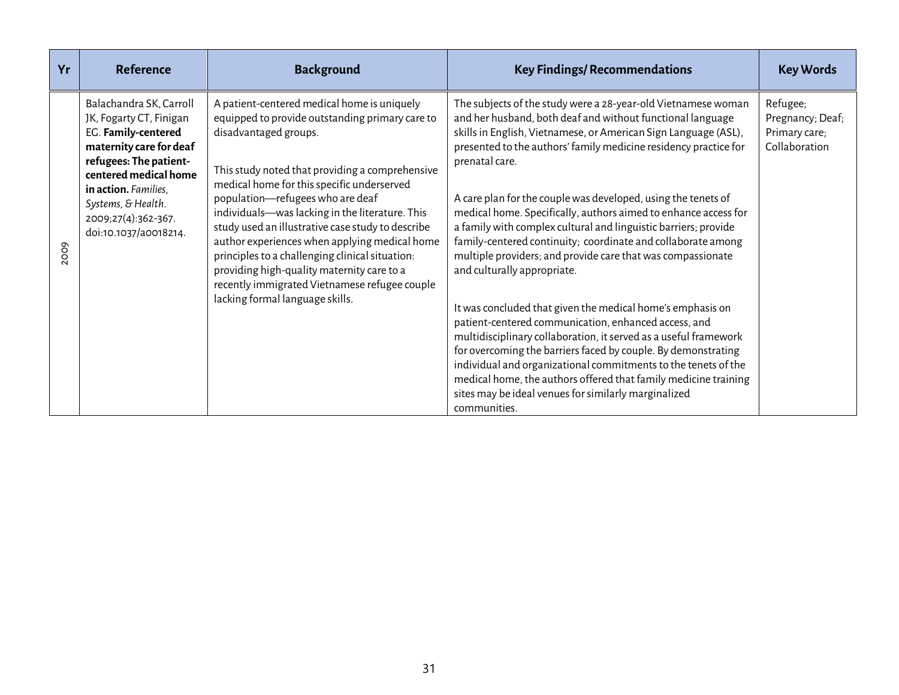| Yr | Reference | Background | Key Findings/ Recommendations | Key Words |
|---|---|---|---|---|
| 2009 | Balachandra SK, Carroll JK, Fogarty CT, Finigan EG. **Family-centered maternity care for deaf refugees: The patient-centered medical home in action.** *Families, Systems, & Health*. 2009;27(4):362-367. doi:10.1037/a0018214. | A patient-centered medical home is uniquely equipped to provide outstanding primary care to disadvantaged groups.<br><br>This study noted that providing a comprehensive medical home for this specific underserved population—refugees who are deaf individuals—was lacking in the literature. This study used an illustrative case study to describe author experiences when applying medical home principles to a challenging clinical situation: providing high-quality maternity care to a recently immigrated Vietnamese refugee couple lacking formal language skills. | The subjects of the study were a 28-year-old Vietnamese woman and her husband, both deaf and without functional language skills in English, Vietnamese, or American Sign Language (ASL), presented to the authors' family medicine residency practice for prenatal care.<br><br>A care plan for the couple was developed, using the tenets of medical home. Specifically, authors aimed to enhance access for a family with complex cultural and linguistic barriers; provide family-centered continuity; coordinate and collaborate among multiple providers; and provide care that was compassionate and culturally appropriate.<br><br>It was concluded that given the medical home's emphasis on patient-centered communication, enhanced access, and multidisciplinary collaboration, it served as a useful framework for overcoming the barriers faced by couple. By demonstrating individual and organizational commitments to the tenets of the medical home, the authors offered that family medicine training sites may be ideal venues for similarly marginalized communities. | Refugee; Pregnancy; Deaf; Primary care; Collaboration |